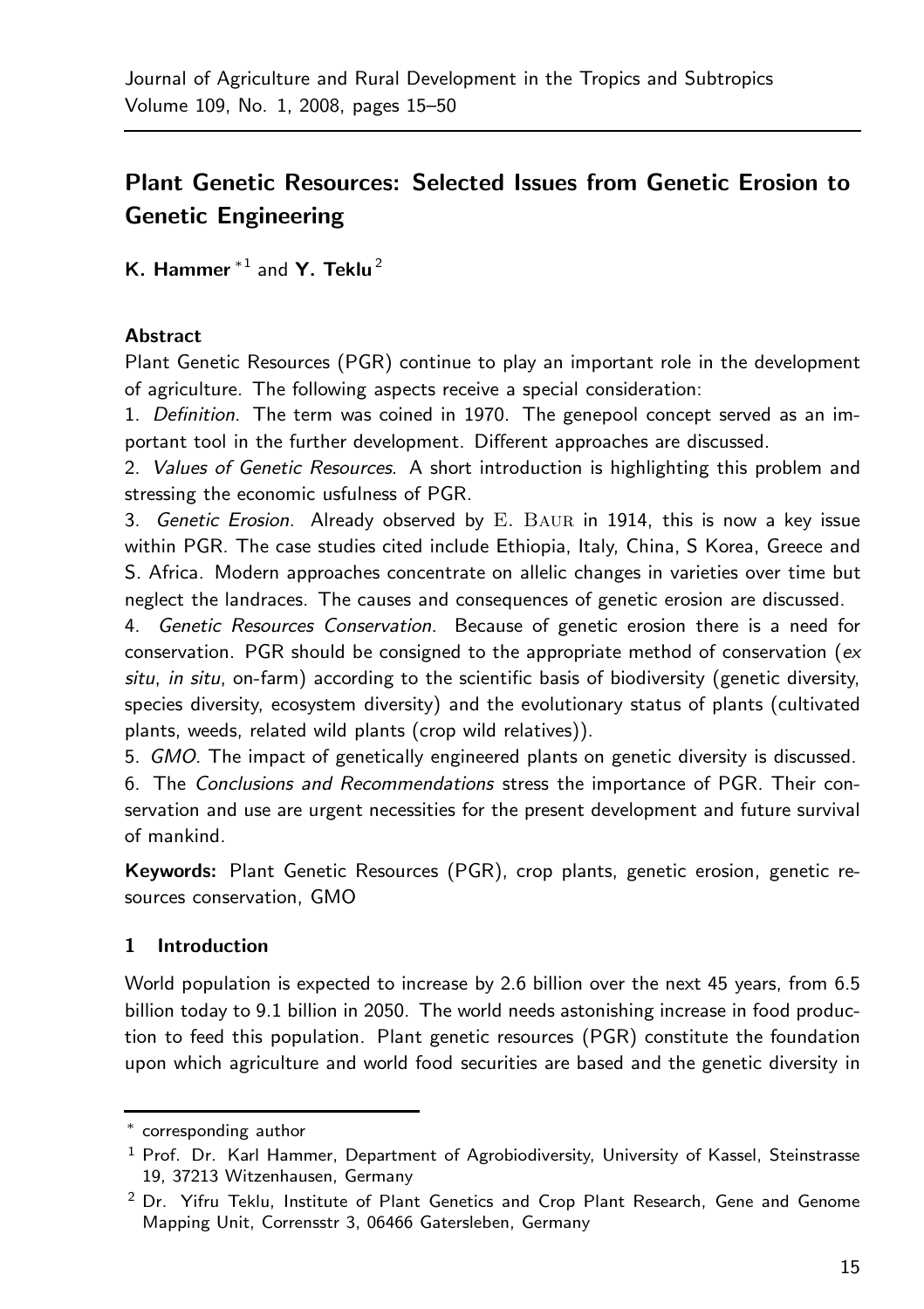# Plant Genetic Resources: Selected Issues from Genetic Erosion to Genetic Engineering

**K. Hammer** *[1] and **Y. Teklu**[2]

### Abstract

Plant Genetic Resources (PGR) continue to play an important role in the development of agriculture. The following aspects receive a special consideration:

1. *Definition*. The term was coined in 1970. The genepool concept served as an important tool in the further development. Different approaches are discussed.
2. *Values of Genetic Resources*. A short introduction is highlighting this problem and stressing the economic usfulness of PGR.
3. *Genetic Erosion*. Already observed by E. Baur in 1914, this is now a key issue within PGR. The case studies cited include Ethiopia, Italy, China, S Korea, Greece and S. Africa. Modern approaches concentrate on allelic changes in varieties over time but neglect the landraces. The causes and consequences of genetic erosion are discussed.
4. *Genetic Resources Conservation*. Because of genetic erosion there is a need for conservation. PGR should be consigned to the appropriate method of conservation (*ex situ*, *in situ*, on-farm) according to the scientific basis of biodiversity (genetic diversity, species diversity, ecosystem diversity) and the evolutionary status of plants (cultivated plants, weeds, related wild plants (crop wild relatives)).
5. *GMO*. The impact of genetically engineered plants on genetic diversity is discussed.
6. The *Conclusions and Recommendations* stress the importance of PGR. Their conservation and use are urgent necessities for the present development and future survival of mankind.

**Keywords:** Plant Genetic Resources (PGR), crop plants, genetic erosion, genetic resources conservation, GMO

## 1 Introduction

World population is expected to increase by 2.6 billion over the next 45 years, from 6.5 billion today to 9.1 billion in 2050. The world needs astonishing increase in food production to feed this population. Plant genetic resources (PGR) constitute the foundation upon which agriculture and world food securities are based and the genetic diversity in

---

\* corresponding author

[1] Prof. Dr. Karl Hammer, Department of Agrobiodiversity, University of Kassel, Steinstrasse 19, 37213 Witzenhausen, Germany

[2] Dr. Yifru Teklu, Institute of Plant Genetics and Crop Plant Research, Gene and Genome Mapping Unit, Corrensstr 3, 06466 Gatersleben, Germany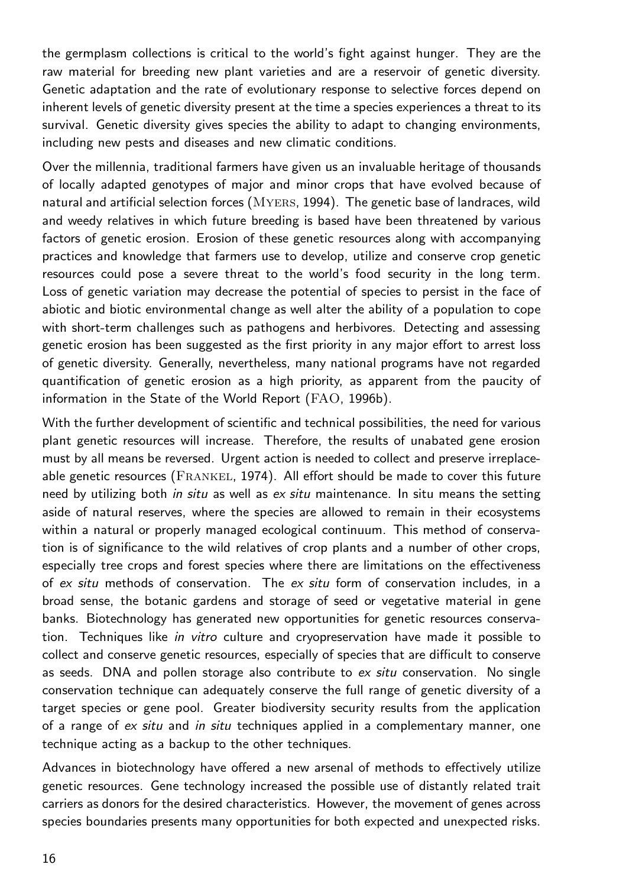the germplasm collections is critical to the world's fight against hunger. They are the raw material for breeding new plant varieties and are a reservoir of genetic diversity. Genetic adaptation and the rate of evolutionary response to selective forces depend on inherent levels of genetic diversity present at the time a species experiences a threat to its survival. Genetic diversity gives species the ability to adapt to changing environments, including new pests and diseases and new climatic conditions.

Over the millennia, traditional farmers have given us an invaluable heritage of thousands of locally adapted genotypes of major and minor crops that have evolved because of natural and artificial selection forces (MYERS, 1994). The genetic base of landraces, wild and weedy relatives in which future breeding is based have been threatened by various factors of genetic erosion. Erosion of these genetic resources along with accompanying practices and knowledge that farmers use to develop, utilize and conserve crop genetic resources could pose a severe threat to the world's food security in the long term. Loss of genetic variation may decrease the potential of species to persist in the face of abiotic and biotic environmental change as well alter the ability of a population to cope with short-term challenges such as pathogens and herbivores. Detecting and assessing genetic erosion has been suggested as the first priority in any major effort to arrest loss of genetic diversity. Generally, nevertheless, many national programs have not regarded quantification of genetic erosion as a high priority, as apparent from the paucity of information in the State of the World Report (FAO, 1996b).

With the further development of scientific and technical possibilities, the need for various plant genetic resources will increase. Therefore, the results of unabated gene erosion must by all means be reversed. Urgent action is needed to collect and preserve irreplaceable genetic resources (FRANKEL, 1974). All effort should be made to cover this future need by utilizing both *in situ* as well as *ex situ* maintenance. In situ means the setting aside of natural reserves, where the species are allowed to remain in their ecosystems within a natural or properly managed ecological continuum. This method of conservation is of significance to the wild relatives of crop plants and a number of other crops, especially tree crops and forest species where there are limitations on the effectiveness of *ex situ* methods of conservation. The *ex situ* form of conservation includes, in a broad sense, the botanic gardens and storage of seed or vegetative material in gene banks. Biotechnology has generated new opportunities for genetic resources conservation. Techniques like *in vitro* culture and cryopreservation have made it possible to collect and conserve genetic resources, especially of species that are difficult to conserve as seeds. DNA and pollen storage also contribute to *ex situ* conservation. No single conservation technique can adequately conserve the full range of genetic diversity of a target species or gene pool. Greater biodiversity security results from the application of a range of *ex situ* and *in situ* techniques applied in a complementary manner, one technique acting as a backup to the other techniques.

Advances in biotechnology have offered a new arsenal of methods to effectively utilize genetic resources. Gene technology increased the possible use of distantly related trait carriers as donors for the desired characteristics. However, the movement of genes across species boundaries presents many opportunities for both expected and unexpected risks.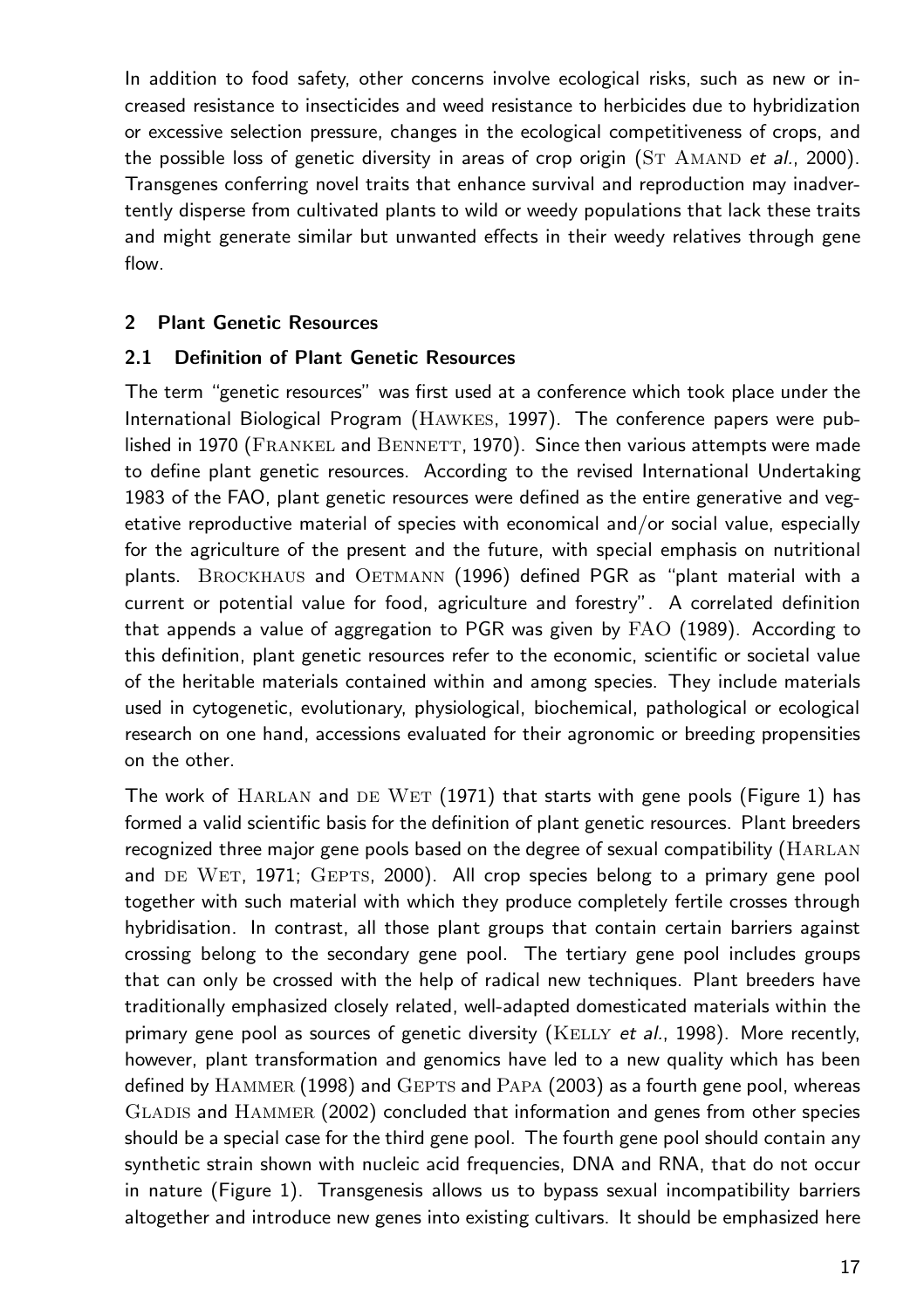In addition to food safety, other concerns involve ecological risks, such as new or increased resistance to insecticides and weed resistance to herbicides due to hybridization or excessive selection pressure, changes in the ecological competitiveness of crops, and the possible loss of genetic diversity in areas of crop origin (St Amand *et al.*, 2000). Transgenes conferring novel traits that enhance survival and reproduction may inadvertently disperse from cultivated plants to wild or weedy populations that lack these traits and might generate similar but unwanted effects in their weedy relatives through gene flow.

## 2 Plant Genetic Resources

### 2.1 Definition of Plant Genetic Resources

The term "genetic resources" was first used at a conference which took place under the International Biological Program (Hawkes, 1997). The conference papers were published in 1970 (Frankel and Bennett, 1970). Since then various attempts were made to define plant genetic resources. According to the revised International Undertaking 1983 of the FAO, plant genetic resources were defined as the entire generative and vegetative reproductive material of species with economical and/or social value, especially for the agriculture of the present and the future, with special emphasis on nutritional plants. Brockhaus and Oetmann (1996) defined PGR as "plant material with a current or potential value for food, agriculture and forestry". A correlated definition that appends a value of aggregation to PGR was given by FAO (1989). According to this definition, plant genetic resources refer to the economic, scientific or societal value of the heritable materials contained within and among species. They include materials used in cytogenetic, evolutionary, physiological, biochemical, pathological or ecological research on one hand, accessions evaluated for their agronomic or breeding propensities on the other.

The work of Harlan and de Wet (1971) that starts with gene pools (Figure 1) has formed a valid scientific basis for the definition of plant genetic resources. Plant breeders recognized three major gene pools based on the degree of sexual compatibility (Harlan and de Wet, 1971; Gepts, 2000). All crop species belong to a primary gene pool together with such material with which they produce completely fertile crosses through hybridisation. In contrast, all those plant groups that contain certain barriers against crossing belong to the secondary gene pool. The tertiary gene pool includes groups that can only be crossed with the help of radical new techniques. Plant breeders have traditionally emphasized closely related, well-adapted domesticated materials within the primary gene pool as sources of genetic diversity (Kelly *et al.*, 1998). More recently, however, plant transformation and genomics have led to a new quality which has been defined by Hammer (1998) and Gepts and Papa (2003) as a fourth gene pool, whereas Gladis and Hammer (2002) concluded that information and genes from other species should be a special case for the third gene pool. The fourth gene pool should contain any synthetic strain shown with nucleic acid frequencies, DNA and RNA, that do not occur in nature (Figure 1). Transgenesis allows us to bypass sexual incompatibility barriers altogether and introduce new genes into existing cultivars. It should be emphasized here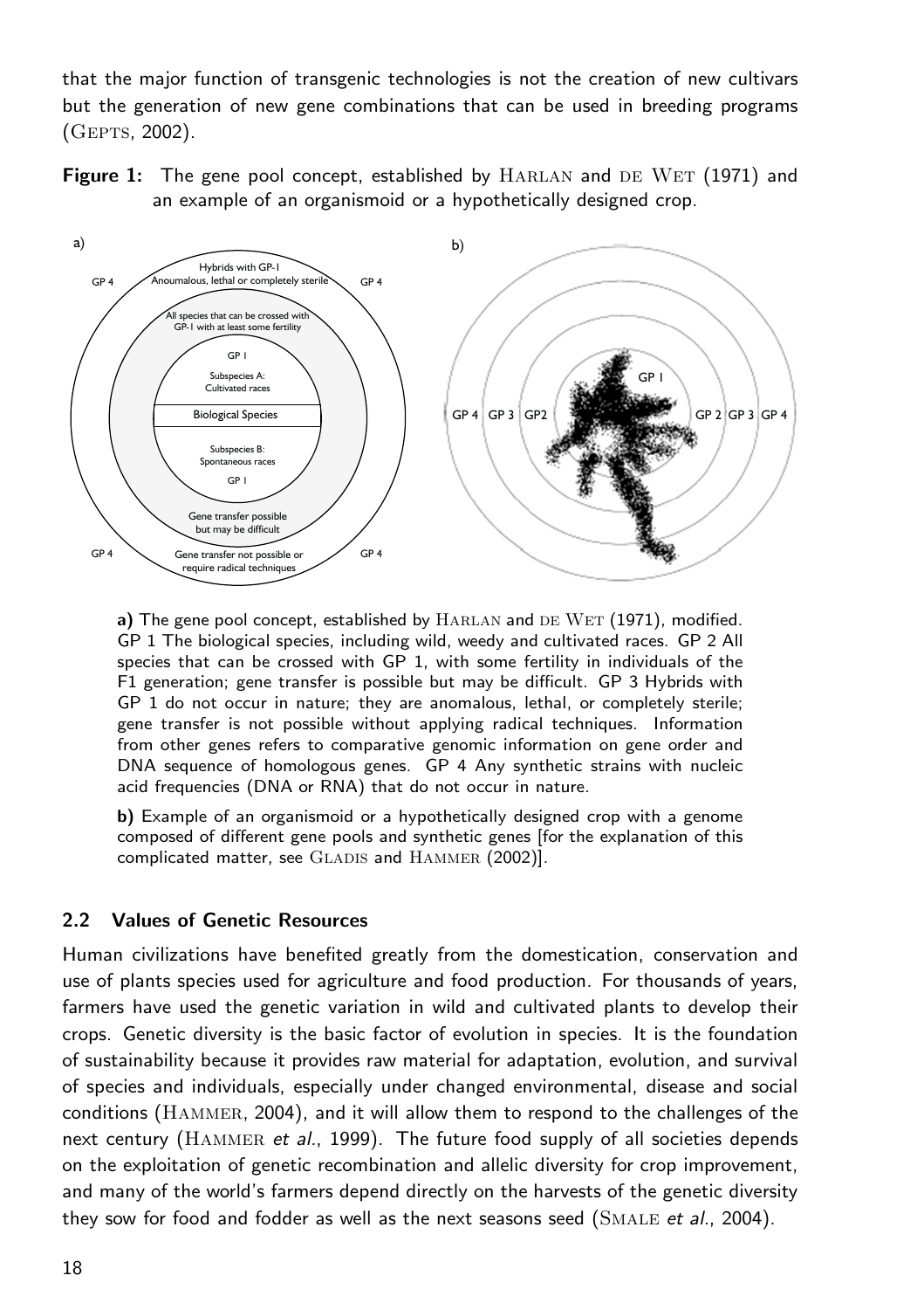that the major function of transgenic technologies is not the creation of new cultivars but the generation of new gene combinations that can be used in breeding programs (Gepts, 2002).

**Figure 1:** The gene pool concept, established by Harlan and de Wet (1971) and an example of an organismoid or a hypothetically designed crop.

**a)** The gene pool concept, established by Harlan and de Wet (1971), modified. GP 1 The biological species, including wild, weedy and cultivated races. GP 2 All species that can be crossed with GP 1, with some fertility in individuals of the F1 generation; gene transfer is possible but may be difficult. GP 3 Hybrids with GP 1 do not occur in nature; they are anomalous, lethal, or completely sterile; gene transfer is not possible without applying radical techniques. Information from other genes refers to comparative genomic information on gene order and DNA sequence of homologous genes. GP 4 Any synthetic strains with nucleic acid frequencies (DNA or RNA) that do not occur in nature.

**b)** Example of an organismoid or a hypothetically designed crop with a genome composed of different gene pools and synthetic genes [for the explanation of this complicated matter, see Gladis and Hammer (2002)].

### 2.2 Values of Genetic Resources

Human civilizations have benefited greatly from the domestication, conservation and use of plants species used for agriculture and food production. For thousands of years, farmers have used the genetic variation in wild and cultivated plants to develop their crops. Genetic diversity is the basic factor of evolution in species. It is the foundation of sustainability because it provides raw material for adaptation, evolution, and survival of species and individuals, especially under changed environmental, disease and social conditions (Hammer, 2004), and it will allow them to respond to the challenges of the next century (Hammer *et al.*, 1999). The future food supply of all societies depends on the exploitation of genetic recombination and allelic diversity for crop improvement, and many of the world's farmers depend directly on the harvests of the genetic diversity they sow for food and fodder as well as the next seasons seed (Smale *et al.*, 2004).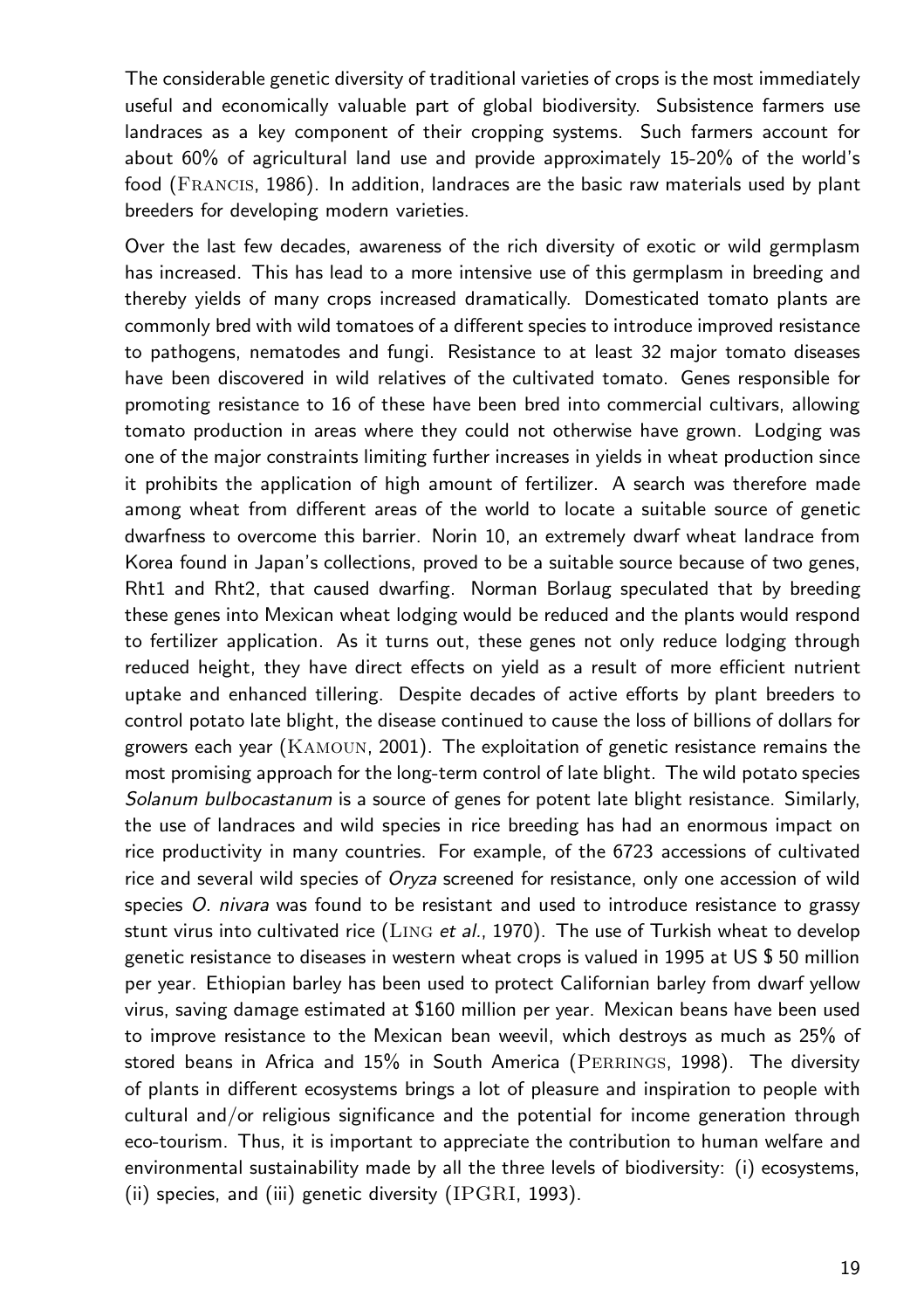The considerable genetic diversity of traditional varieties of crops is the most immediately useful and economically valuable part of global biodiversity. Subsistence farmers use landraces as a key component of their cropping systems. Such farmers account for about 60% of agricultural land use and provide approximately 15-20% of the world's food (FRANCIS, 1986). In addition, landraces are the basic raw materials used by plant breeders for developing modern varieties.

Over the last few decades, awareness of the rich diversity of exotic or wild germplasm has increased. This has lead to a more intensive use of this germplasm in breeding and thereby yields of many crops increased dramatically. Domesticated tomato plants are commonly bred with wild tomatoes of a different species to introduce improved resistance to pathogens, nematodes and fungi. Resistance to at least 32 major tomato diseases have been discovered in wild relatives of the cultivated tomato. Genes responsible for promoting resistance to 16 of these have been bred into commercial cultivars, allowing tomato production in areas where they could not otherwise have grown. Lodging was one of the major constraints limiting further increases in yields in wheat production since it prohibits the application of high amount of fertilizer. A search was therefore made among wheat from different areas of the world to locate a suitable source of genetic dwarfness to overcome this barrier. Norin 10, an extremely dwarf wheat landrace from Korea found in Japan's collections, proved to be a suitable source because of two genes, Rht1 and Rht2, that caused dwarfing. Norman Borlaug speculated that by breeding these genes into Mexican wheat lodging would be reduced and the plants would respond to fertilizer application. As it turns out, these genes not only reduce lodging through reduced height, they have direct effects on yield as a result of more efficient nutrient uptake and enhanced tillering. Despite decades of active efforts by plant breeders to control potato late blight, the disease continued to cause the loss of billions of dollars for growers each year (KAMOUN, 2001). The exploitation of genetic resistance remains the most promising approach for the long-term control of late blight. The wild potato species *Solanum bulbocastanum* is a source of genes for potent late blight resistance. Similarly, the use of landraces and wild species in rice breeding has had an enormous impact on rice productivity in many countries. For example, of the 6723 accessions of cultivated rice and several wild species of *Oryza* screened for resistance, only one accession of wild species *O. nivara* was found to be resistant and used to introduce resistance to grassy stunt virus into cultivated rice (LING *et al.*, 1970). The use of Turkish wheat to develop genetic resistance to diseases in western wheat crops is valued in 1995 at US $ 50 million per year. Ethiopian barley has been used to protect Californian barley from dwarf yellow virus, saving damage estimated at $160 million per year. Mexican beans have been used to improve resistance to the Mexican bean weevil, which destroys as much as 25% of stored beans in Africa and 15% in South America (PERRINGS, 1998). The diversity of plants in different ecosystems brings a lot of pleasure and inspiration to people with cultural and/or religious significance and the potential for income generation through eco-tourism. Thus, it is important to appreciate the contribution to human welfare and environmental sustainability made by all the three levels of biodiversity: (i) ecosystems, (ii) species, and (iii) genetic diversity (IPGRI, 1993).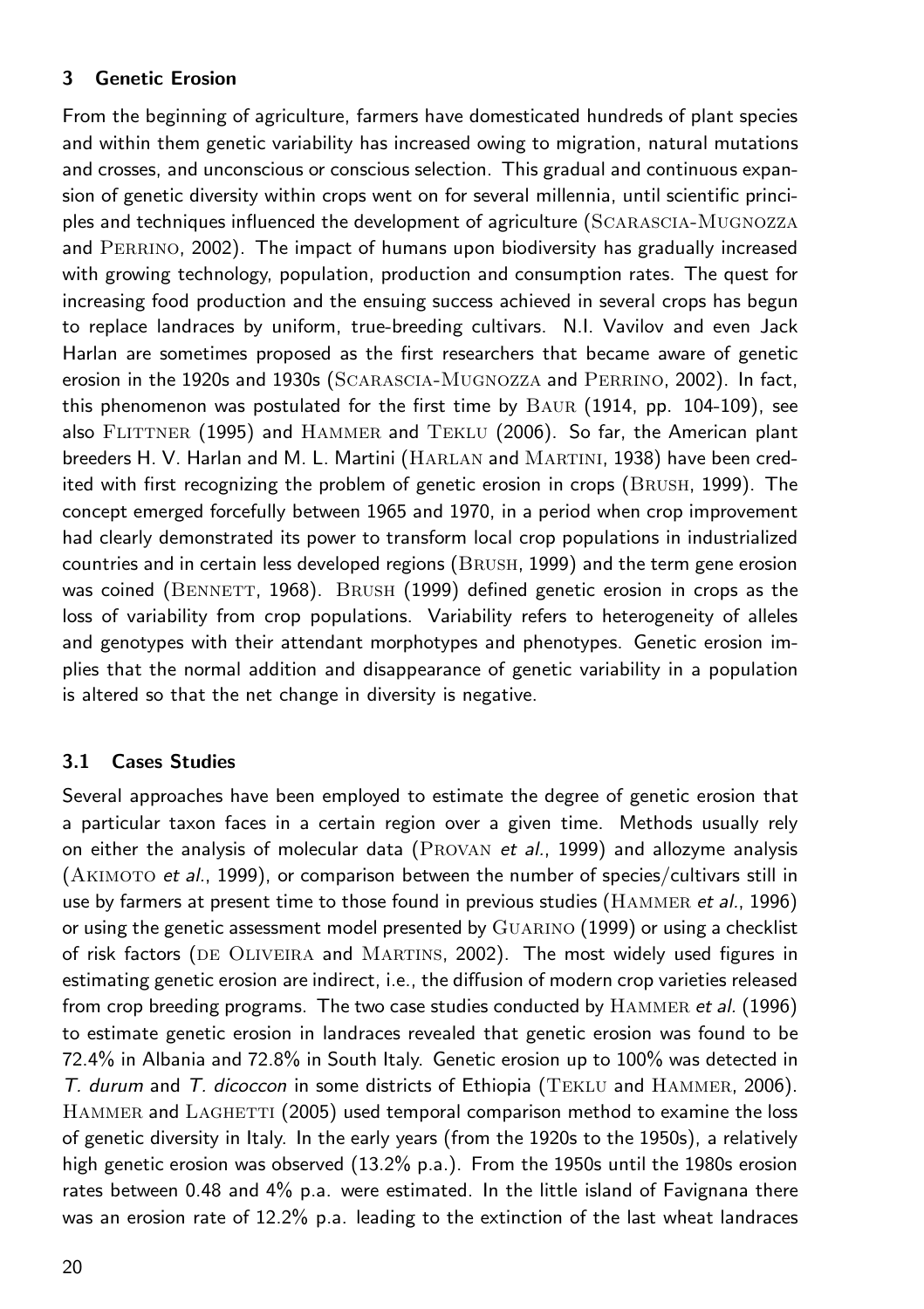## 3 Genetic Erosion

From the beginning of agriculture, farmers have domesticated hundreds of plant species and within them genetic variability has increased owing to migration, natural mutations and crosses, and unconscious or conscious selection. This gradual and continuous expansion of genetic diversity within crops went on for several millennia, until scientific principles and techniques influenced the development of agriculture (Scarascia-Mugnozza and Perrino, 2002). The impact of humans upon biodiversity has gradually increased with growing technology, population, production and consumption rates. The quest for increasing food production and the ensuing success achieved in several crops has begun to replace landraces by uniform, true-breeding cultivars. N.I. Vavilov and even Jack Harlan are sometimes proposed as the first researchers that became aware of genetic erosion in the 1920s and 1930s (Scarascia-Mugnozza and Perrino, 2002). In fact, this phenomenon was postulated for the first time by Baur (1914, pp. 104-109), see also Flittner (1995) and Hammer and Teklu (2006). So far, the American plant breeders H. V. Harlan and M. L. Martini (Harlan and Martini, 1938) have been credited with first recognizing the problem of genetic erosion in crops (Brush, 1999). The concept emerged forcefully between 1965 and 1970, in a period when crop improvement had clearly demonstrated its power to transform local crop populations in industrialized countries and in certain less developed regions (Brush, 1999) and the term gene erosion was coined (Bennett, 1968). Brush (1999) defined genetic erosion in crops as the loss of variability from crop populations. Variability refers to heterogeneity of alleles and genotypes with their attendant morphotypes and phenotypes. Genetic erosion implies that the normal addition and disappearance of genetic variability in a population is altered so that the net change in diversity is negative.

### 3.1 Cases Studies

Several approaches have been employed to estimate the degree of genetic erosion that a particular taxon faces in a certain region over a given time. Methods usually rely on either the analysis of molecular data (Provan *et al.*, 1999) and allozyme analysis (Akimoto *et al.*, 1999), or comparison between the number of species/cultivars still in use by farmers at present time to those found in previous studies (Hammer *et al.*, 1996) or using the genetic assessment model presented by Guarino (1999) or using a checklist of risk factors (de Oliveira and Martins, 2002). The most widely used figures in estimating genetic erosion are indirect, i.e., the diffusion of modern crop varieties released from crop breeding programs. The two case studies conducted by Hammer *et al.* (1996) to estimate genetic erosion in landraces revealed that genetic erosion was found to be 72.4% in Albania and 72.8% in South Italy. Genetic erosion up to 100% was detected in *T. durum* and *T. dicoccon* in some districts of Ethiopia (Teklu and Hammer, 2006). Hammer and Laghetti (2005) used temporal comparison method to examine the loss of genetic diversity in Italy. In the early years (from the 1920s to the 1950s), a relatively high genetic erosion was observed (13.2% p.a.). From the 1950s until the 1980s erosion rates between 0.48 and 4% p.a. were estimated. In the little island of Favignana there was an erosion rate of 12.2% p.a. leading to the extinction of the last wheat landraces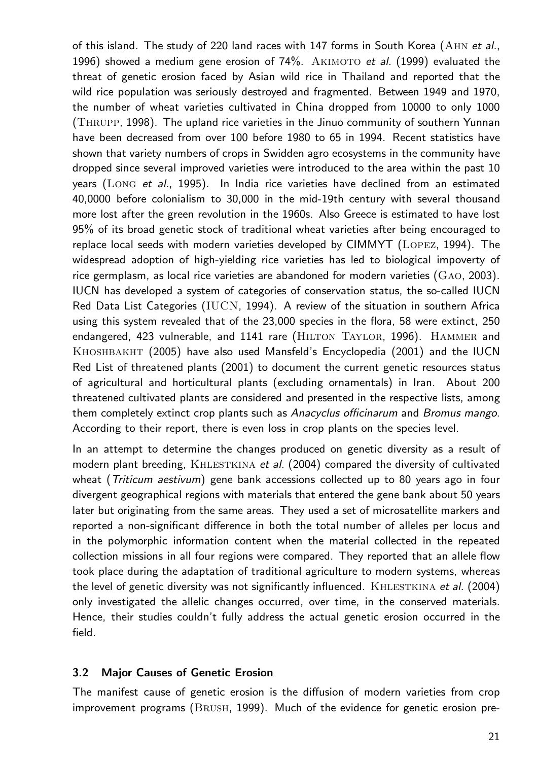of this island. The study of 220 land races with 147 forms in South Korea (Ahn *et al.*, 1996) showed a medium gene erosion of 74%. Akimoto *et al.* (1999) evaluated the threat of genetic erosion faced by Asian wild rice in Thailand and reported that the wild rice population was seriously destroyed and fragmented. Between 1949 and 1970, the number of wheat varieties cultivated in China dropped from 10000 to only 1000 (Thrupp, 1998). The upland rice varieties in the Jinuo community of southern Yunnan have been decreased from over 100 before 1980 to 65 in 1994. Recent statistics have shown that variety numbers of crops in Swidden agro ecosystems in the community have dropped since several improved varieties were introduced to the area within the past 10 years (Long *et al.*, 1995). In India rice varieties have declined from an estimated 40,0000 before colonialism to 30,000 in the mid-19th century with several thousand more lost after the green revolution in the 1960s. Also Greece is estimated to have lost 95% of its broad genetic stock of traditional wheat varieties after being encouraged to replace local seeds with modern varieties developed by CIMMYT (Lopez, 1994). The widespread adoption of high-yielding rice varieties has led to biological impoverty of rice germplasm, as local rice varieties are abandoned for modern varieties (Gao, 2003). IUCN has developed a system of categories of conservation status, the so-called IUCN Red Data List Categories (IUCN, 1994). A review of the situation in southern Africa using this system revealed that of the 23,000 species in the flora, 58 were extinct, 250 endangered, 423 vulnerable, and 1141 rare (Hilton Taylor, 1996). Hammer and Khoshbakht (2005) have also used Mansfeld's Encyclopedia (2001) and the IUCN Red List of threatened plants (2001) to document the current genetic resources status of agricultural and horticultural plants (excluding ornamentals) in Iran. About 200 threatened cultivated plants are considered and presented in the respective lists, among them completely extinct crop plants such as *Anacyclus officinarum* and *Bromus mango*. According to their report, there is even loss in crop plants on the species level.

In an attempt to determine the changes produced on genetic diversity as a result of modern plant breeding, Khlestkina *et al.* (2004) compared the diversity of cultivated wheat (*Triticum aestivum*) gene bank accessions collected up to 80 years ago in four divergent geographical regions with materials that entered the gene bank about 50 years later but originating from the same areas. They used a set of microsatellite markers and reported a non-significant difference in both the total number of alleles per locus and in the polymorphic information content when the material collected in the repeated collection missions in all four regions were compared. They reported that an allele flow took place during the adaptation of traditional agriculture to modern systems, whereas the level of genetic diversity was not significantly influenced. Khlestkina *et al.* (2004) only investigated the allelic changes occurred, over time, in the conserved materials. Hence, their studies couldn't fully address the actual genetic erosion occurred in the field.

### 3.2 Major Causes of Genetic Erosion

The manifest cause of genetic erosion is the diffusion of modern varieties from crop improvement programs (Brush, 1999). Much of the evidence for genetic erosion pre-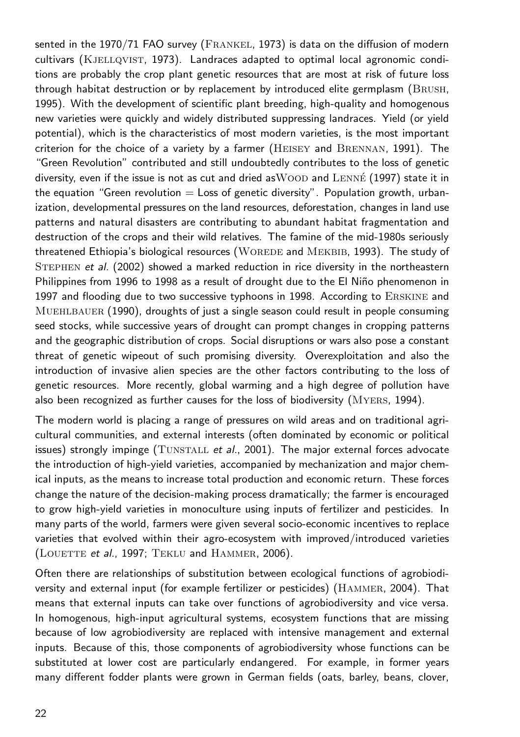sented in the 1970/71 FAO survey (Frankel, 1973) is data on the diffusion of modern cultivars (Kjellqvist, 1973). Landraces adapted to optimal local agronomic conditions are probably the crop plant genetic resources that are most at risk of future loss through habitat destruction or by replacement by introduced elite germplasm (Brush, 1995). With the development of scientific plant breeding, high-quality and homogenous new varieties were quickly and widely distributed suppressing landraces. Yield (or yield potential), which is the characteristics of most modern varieties, is the most important criterion for the choice of a variety by a farmer (Heisey and Brennan, 1991). The "Green Revolution" contributed and still undoubtedly contributes to the loss of genetic diversity, even if the issue is not as cut and dried asWood and Lenné (1997) state it in the equation "Green revolution = Loss of genetic diversity". Population growth, urbanization, developmental pressures on the land resources, deforestation, changes in land use patterns and natural disasters are contributing to abundant habitat fragmentation and destruction of the crops and their wild relatives. The famine of the mid-1980s seriously threatened Ethiopia's biological resources (Worede and Mekbib, 1993). The study of Stephen *et al.* (2002) showed a marked reduction in rice diversity in the northeastern Philippines from 1996 to 1998 as a result of drought due to the El Niño phenomenon in 1997 and flooding due to two successive typhoons in 1998. According to Erskine and Muehlbauer (1990), droughts of just a single season could result in people consuming seed stocks, while successive years of drought can prompt changes in cropping patterns and the geographic distribution of crops. Social disruptions or wars also pose a constant threat of genetic wipeout of such promising diversity. Overexploitation and also the introduction of invasive alien species are the other factors contributing to the loss of genetic resources. More recently, global warming and a high degree of pollution have also been recognized as further causes for the loss of biodiversity (Myers, 1994).

The modern world is placing a range of pressures on wild areas and on traditional agricultural communities, and external interests (often dominated by economic or political issues) strongly impinge (Tunstall *et al.*, 2001). The major external forces advocate the introduction of high-yield varieties, accompanied by mechanization and major chemical inputs, as the means to increase total production and economic return. These forces change the nature of the decision-making process dramatically; the farmer is encouraged to grow high-yield varieties in monoculture using inputs of fertilizer and pesticides. In many parts of the world, farmers were given several socio-economic incentives to replace varieties that evolved within their agro-ecosystem with improved/introduced varieties (Louette *et al.*, 1997; Teklu and Hammer, 2006).

Often there are relationships of substitution between ecological functions of agrobiodiversity and external input (for example fertilizer or pesticides) (Hammer, 2004). That means that external inputs can take over functions of agrobiodiversity and vice versa. In homogenous, high-input agricultural systems, ecosystem functions that are missing because of low agrobiodiversity are replaced with intensive management and external inputs. Because of this, those components of agrobiodiversity whose functions can be substituted at lower cost are particularly endangered. For example, in former years many different fodder plants were grown in German fields (oats, barley, beans, clover,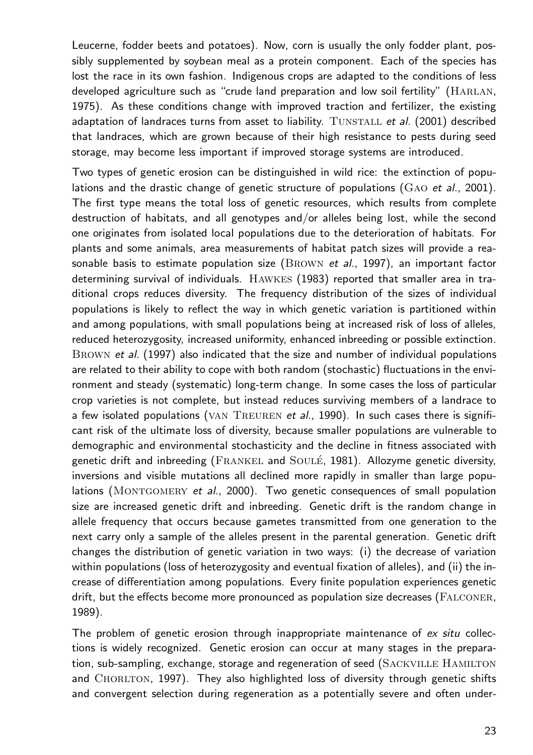Leucerne, fodder beets and potatoes). Now, corn is usually the only fodder plant, possibly supplemented by soybean meal as a protein component. Each of the species has lost the race in its own fashion. Indigenous crops are adapted to the conditions of less developed agriculture such as "crude land preparation and low soil fertility" (HARLAN, 1975). As these conditions change with improved traction and fertilizer, the existing adaptation of landraces turns from asset to liability. TUNSTALL *et al.* (2001) described that landraces, which are grown because of their high resistance to pests during seed storage, may become less important if improved storage systems are introduced.

Two types of genetic erosion can be distinguished in wild rice: the extinction of populations and the drastic change of genetic structure of populations (GAO *et al.*, 2001). The first type means the total loss of genetic resources, which results from complete destruction of habitats, and all genotypes and/or alleles being lost, while the second one originates from isolated local populations due to the deterioration of habitats. For plants and some animals, area measurements of habitat patch sizes will provide a reasonable basis to estimate population size (BROWN *et al.*, 1997), an important factor determining survival of individuals. HAWKES (1983) reported that smaller area in traditional crops reduces diversity. The frequency distribution of the sizes of individual populations is likely to reflect the way in which genetic variation is partitioned within and among populations, with small populations being at increased risk of loss of alleles, reduced heterozygosity, increased uniformity, enhanced inbreeding or possible extinction. BROWN *et al.* (1997) also indicated that the size and number of individual populations are related to their ability to cope with both random (stochastic) fluctuations in the environment and steady (systematic) long-term change. In some cases the loss of particular crop varieties is not complete, but instead reduces surviving members of a landrace to a few isolated populations (VAN TREUREN *et al.*, 1990). In such cases there is significant risk of the ultimate loss of diversity, because smaller populations are vulnerable to demographic and environmental stochasticity and the decline in fitness associated with genetic drift and inbreeding (FRANKEL and SOULÉ, 1981). Allozyme genetic diversity, inversions and visible mutations all declined more rapidly in smaller than large populations (MONTGOMERY *et al.*, 2000). Two genetic consequences of small population size are increased genetic drift and inbreeding. Genetic drift is the random change in allele frequency that occurs because gametes transmitted from one generation to the next carry only a sample of the alleles present in the parental generation. Genetic drift changes the distribution of genetic variation in two ways: (i) the decrease of variation within populations (loss of heterozygosity and eventual fixation of alleles), and (ii) the increase of differentiation among populations. Every finite population experiences genetic drift, but the effects become more pronounced as population size decreases (FALCONER, 1989).

The problem of genetic erosion through inappropriate maintenance of *ex situ* collections is widely recognized. Genetic erosion can occur at many stages in the preparation, sub-sampling, exchange, storage and regeneration of seed (SACKVILLE HAMILTON and CHORLTON, 1997). They also highlighted loss of diversity through genetic shifts and convergent selection during regeneration as a potentially severe and often under-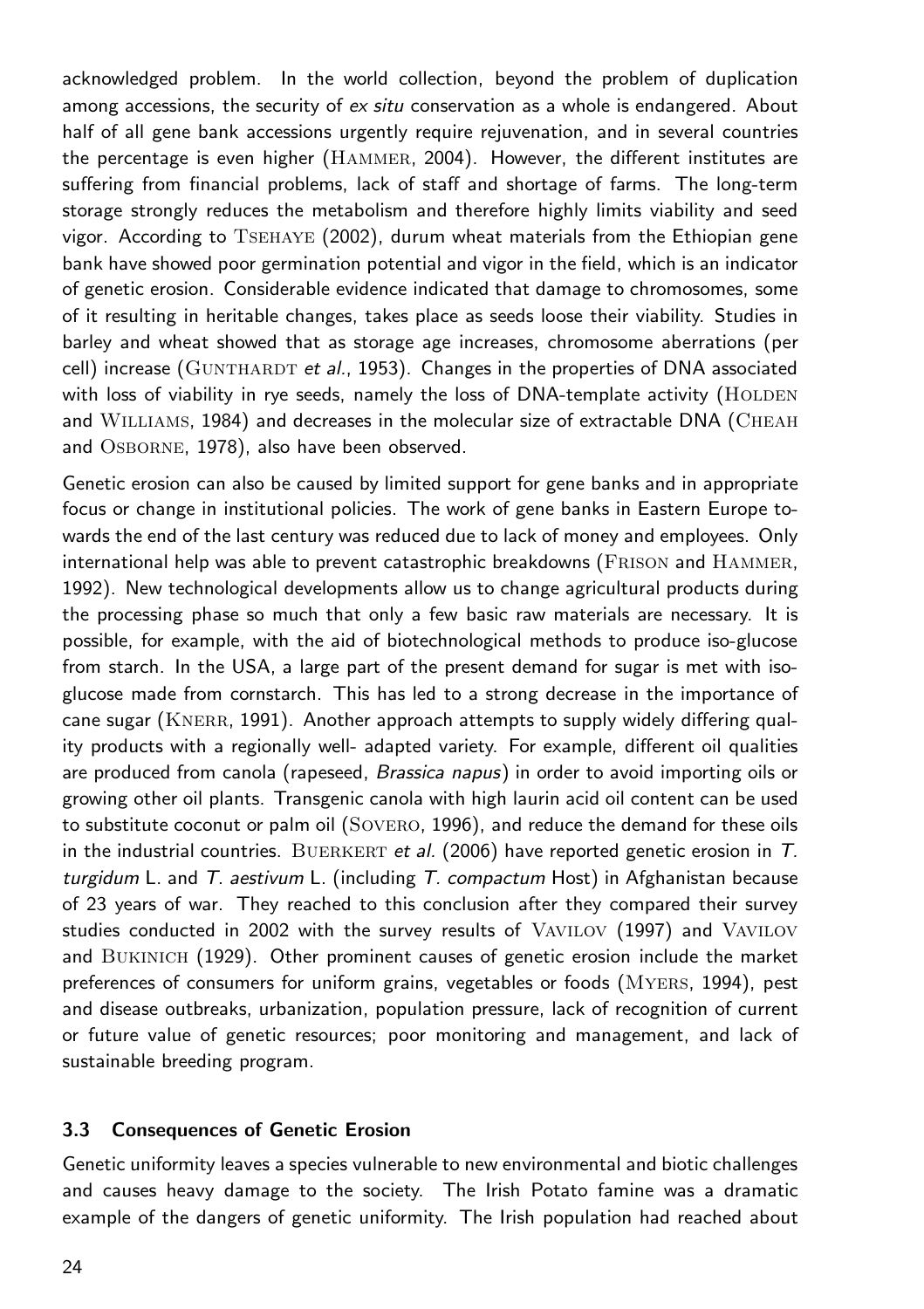acknowledged problem. In the world collection, beyond the problem of duplication among accessions, the security of *ex situ* conservation as a whole is endangered. About half of all gene bank accessions urgently require rejuvenation, and in several countries the percentage is even higher (Hammer, 2004). However, the different institutes are suffering from financial problems, lack of staff and shortage of farms. The long-term storage strongly reduces the metabolism and therefore highly limits viability and seed vigor. According to Tsehaye (2002), durum wheat materials from the Ethiopian gene bank have showed poor germination potential and vigor in the field, which is an indicator of genetic erosion. Considerable evidence indicated that damage to chromosomes, some of it resulting in heritable changes, takes place as seeds loose their viability. Studies in barley and wheat showed that as storage age increases, chromosome aberrations (per cell) increase (Gunthardt *et al.*, 1953). Changes in the properties of DNA associated with loss of viability in rye seeds, namely the loss of DNA-template activity (Holden and Williams, 1984) and decreases in the molecular size of extractable DNA (Cheah and Osborne, 1978), also have been observed.

Genetic erosion can also be caused by limited support for gene banks and in appropriate focus or change in institutional policies. The work of gene banks in Eastern Europe towards the end of the last century was reduced due to lack of money and employees. Only international help was able to prevent catastrophic breakdowns (Frison and Hammer, 1992). New technological developments allow us to change agricultural products during the processing phase so much that only a few basic raw materials are necessary. It is possible, for example, with the aid of biotechnological methods to produce iso-glucose from starch. In the USA, a large part of the present demand for sugar is met with iso-glucose made from cornstarch. This has led to a strong decrease in the importance of cane sugar (Knerr, 1991). Another approach attempts to supply widely differing quality products with a regionally well- adapted variety. For example, different oil qualities are produced from canola (rapeseed, *Brassica napus*) in order to avoid importing oils or growing other oil plants. Transgenic canola with high laurin acid oil content can be used to substitute coconut or palm oil (Sovero, 1996), and reduce the demand for these oils in the industrial countries. Buerkert *et al.* (2006) have reported genetic erosion in *T. turgidum* L. and *T. aestivum* L. (including *T. compactum* Host) in Afghanistan because of 23 years of war. They reached to this conclusion after they compared their survey studies conducted in 2002 with the survey results of Vavilov (1997) and Vavilov and Bukinich (1929). Other prominent causes of genetic erosion include the market preferences of consumers for uniform grains, vegetables or foods (Myers, 1994), pest and disease outbreaks, urbanization, population pressure, lack of recognition of current or future value of genetic resources; poor monitoring and management, and lack of sustainable breeding program.

### 3.3 Consequences of Genetic Erosion

Genetic uniformity leaves a species vulnerable to new environmental and biotic challenges and causes heavy damage to the society. The Irish Potato famine was a dramatic example of the dangers of genetic uniformity. The Irish population had reached about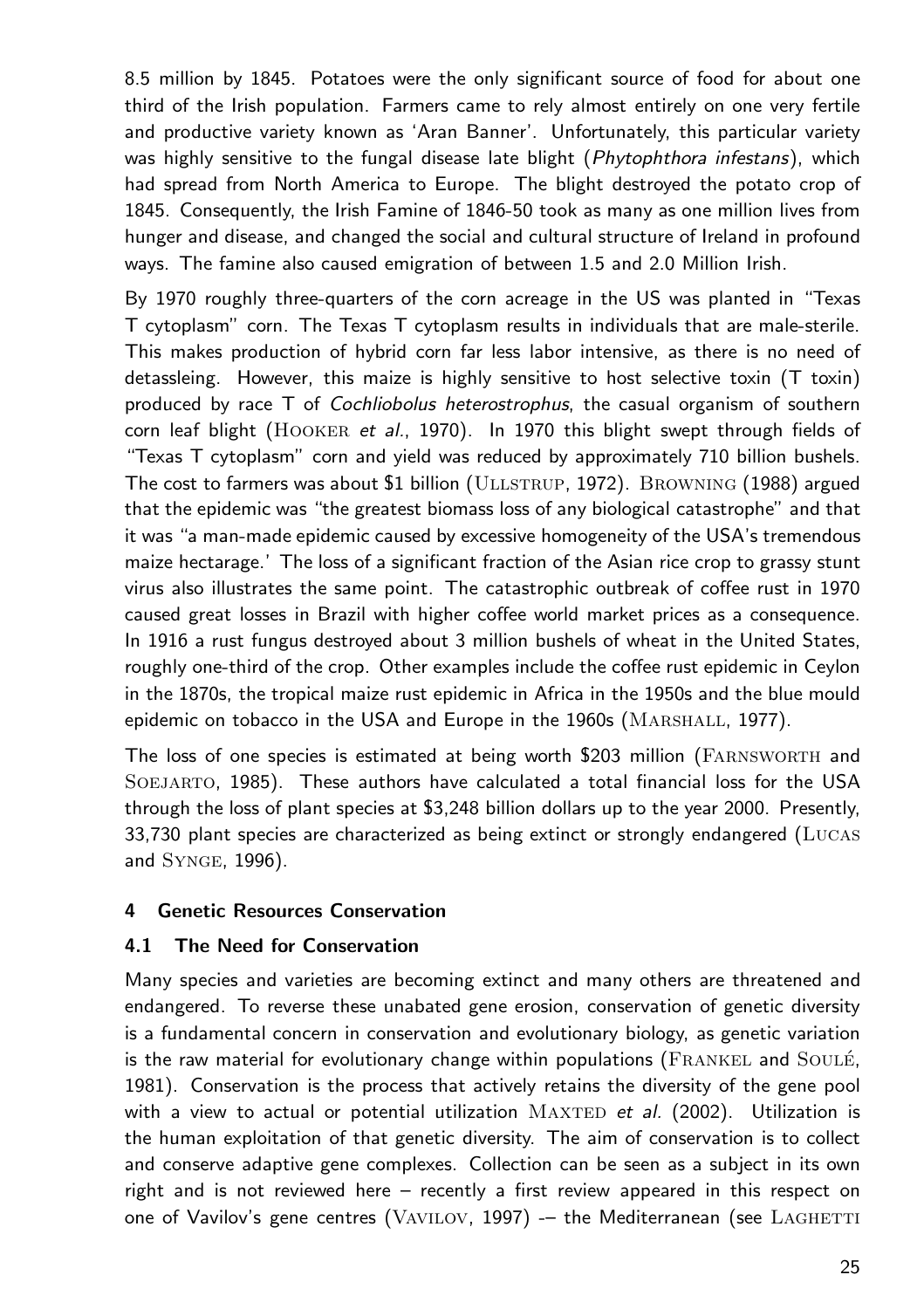8.5 million by 1845. Potatoes were the only significant source of food for about one third of the Irish population. Farmers came to rely almost entirely on one very fertile and productive variety known as 'Aran Banner'. Unfortunately, this particular variety was highly sensitive to the fungal disease late blight (*Phytophthora infestans*), which had spread from North America to Europe. The blight destroyed the potato crop of 1845. Consequently, the Irish Famine of 1846-50 took as many as one million lives from hunger and disease, and changed the social and cultural structure of Ireland in profound ways. The famine also caused emigration of between 1.5 and 2.0 Million Irish.

By 1970 roughly three-quarters of the corn acreage in the US was planted in "Texas T cytoplasm" corn. The Texas T cytoplasm results in individuals that are male-sterile. This makes production of hybrid corn far less labor intensive, as there is no need of detassleing. However, this maize is highly sensitive to host selective toxin (T toxin) produced by race T of *Cochliobolus heterostrophus*, the casual organism of southern corn leaf blight (Hooker *et al.*, 1970). In 1970 this blight swept through fields of "Texas T cytoplasm" corn and yield was reduced by approximately 710 billion bushels. The cost to farmers was about $1 billion (Ullstrup, 1972). Browning (1988) argued that the epidemic was "the greatest biomass loss of any biological catastrophe" and that it was "a man-made epidemic caused by excessive homogeneity of the USA's tremendous maize hectarage.' The loss of a significant fraction of the Asian rice crop to grassy stunt virus also illustrates the same point. The catastrophic outbreak of coffee rust in 1970 caused great losses in Brazil with higher coffee world market prices as a consequence. In 1916 a rust fungus destroyed about 3 million bushels of wheat in the United States, roughly one-third of the crop. Other examples include the coffee rust epidemic in Ceylon in the 1870s, the tropical maize rust epidemic in Africa in the 1950s and the blue mould epidemic on tobacco in the USA and Europe in the 1960s (Marshall, 1977).

The loss of one species is estimated at being worth $203 million (Farnsworth and Soejarto, 1985). These authors have calculated a total financial loss for the USA through the loss of plant species at $3,248 billion dollars up to the year 2000. Presently, 33,730 plant species are characterized as being extinct or strongly endangered (Lucas and Synge, 1996).

## 4 Genetic Resources Conservation

### 4.1 The Need for Conservation

Many species and varieties are becoming extinct and many others are threatened and endangered. To reverse these unabated gene erosion, conservation of genetic diversity is a fundamental concern in conservation and evolutionary biology, as genetic variation is the raw material for evolutionary change within populations (Frankel and Soulé, 1981). Conservation is the process that actively retains the diversity of the gene pool with a view to actual or potential utilization Maxted *et al.* (2002). Utilization is the human exploitation of that genetic diversity. The aim of conservation is to collect and conserve adaptive gene complexes. Collection can be seen as a subject in its own right and is not reviewed here – recently a first review appeared in this respect on one of Vavilov's gene centres (Vavilov, 1997) -– the Mediterranean (see Laghetti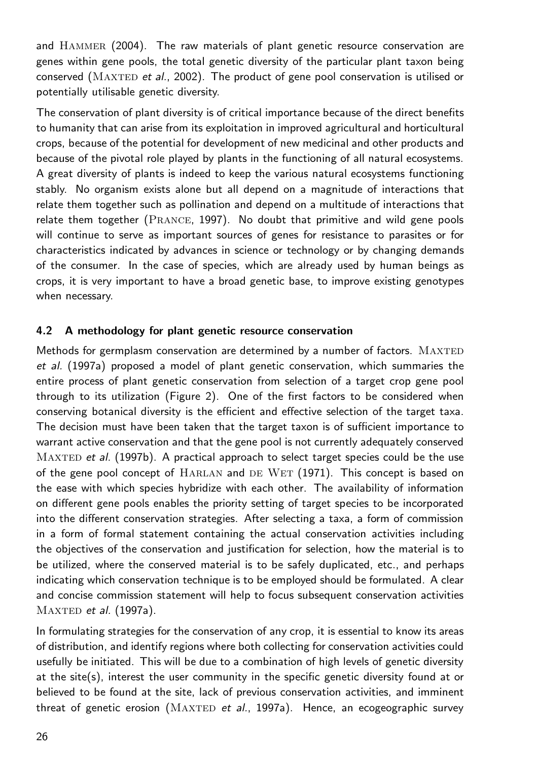and Hammer (2004). The raw materials of plant genetic resource conservation are genes within gene pools, the total genetic diversity of the particular plant taxon being conserved (Maxted *et al.*, 2002). The product of gene pool conservation is utilised or potentially utilisable genetic diversity.

The conservation of plant diversity is of critical importance because of the direct benefits to humanity that can arise from its exploitation in improved agricultural and horticultural crops, because of the potential for development of new medicinal and other products and because of the pivotal role played by plants in the functioning of all natural ecosystems. A great diversity of plants is indeed to keep the various natural ecosystems functioning stably. No organism exists alone but all depend on a magnitude of interactions that relate them together such as pollination and depend on a multitude of interactions that relate them together (Prance, 1997). No doubt that primitive and wild gene pools will continue to serve as important sources of genes for resistance to parasites or for characteristics indicated by advances in science or technology or by changing demands of the consumer. In the case of species, which are already used by human beings as crops, it is very important to have a broad genetic base, to improve existing genotypes when necessary.

### 4.2 A methodology for plant genetic resource conservation

Methods for germplasm conservation are determined by a number of factors. Maxted *et al.* (1997a) proposed a model of plant genetic conservation, which summaries the entire process of plant genetic conservation from selection of a target crop gene pool through to its utilization (Figure 2). One of the first factors to be considered when conserving botanical diversity is the efficient and effective selection of the target taxa. The decision must have been taken that the target taxon is of sufficient importance to warrant active conservation and that the gene pool is not currently adequately conserved Maxted *et al.* (1997b). A practical approach to select target species could be the use of the gene pool concept of Harlan and de Wet (1971). This concept is based on the ease with which species hybridize with each other. The availability of information on different gene pools enables the priority setting of target species to be incorporated into the different conservation strategies. After selecting a taxa, a form of commission in a form of formal statement containing the actual conservation activities including the objectives of the conservation and justification for selection, how the material is to be utilized, where the conserved material is to be safely duplicated, etc., and perhaps indicating which conservation technique is to be employed should be formulated. A clear and concise commission statement will help to focus subsequent conservation activities Maxted *et al.* (1997a).

In formulating strategies for the conservation of any crop, it is essential to know its areas of distribution, and identify regions where both collecting for conservation activities could usefully be initiated. This will be due to a combination of high levels of genetic diversity at the site(s), interest the user community in the specific genetic diversity found at or believed to be found at the site, lack of previous conservation activities, and imminent threat of genetic erosion (Maxted *et al.*, 1997a). Hence, an ecogeographic survey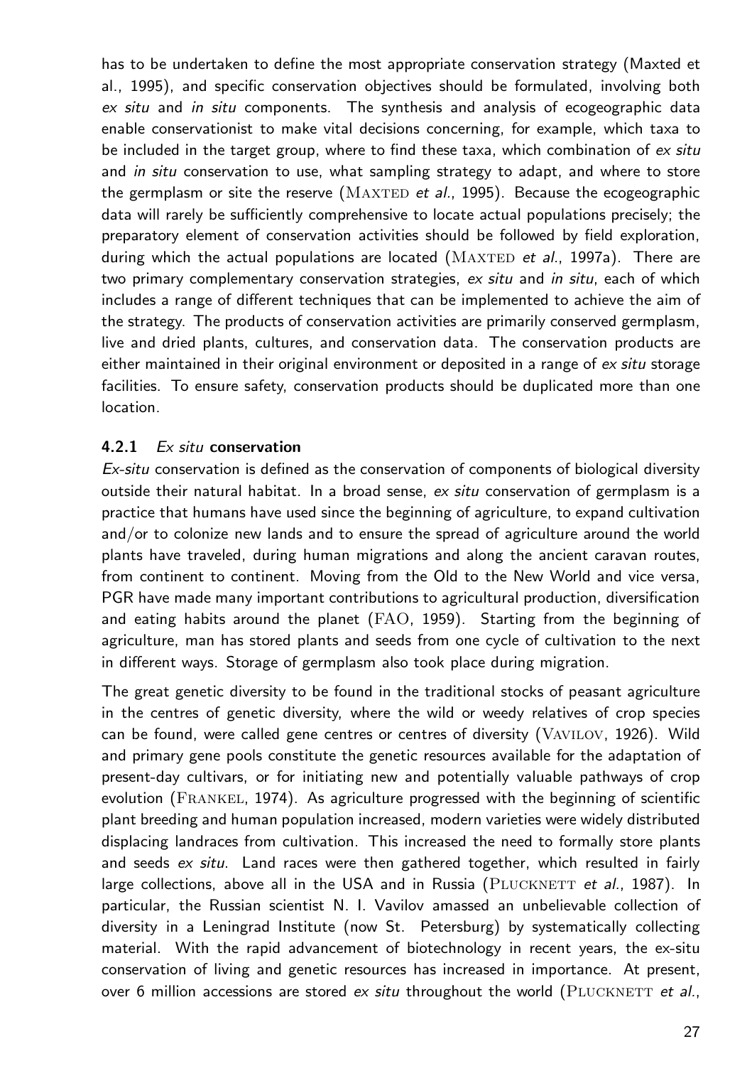has to be undertaken to define the most appropriate conservation strategy (Maxted et al., 1995), and specific conservation objectives should be formulated, involving both *ex situ* and *in situ* components. The synthesis and analysis of ecogeographic data enable conservationist to make vital decisions concerning, for example, which taxa to be included in the target group, where to find these taxa, which combination of *ex situ* and *in situ* conservation to use, what sampling strategy to adapt, and where to store the germplasm or site the reserve (Maxted *et al.*, 1995). Because the ecogeographic data will rarely be sufficiently comprehensive to locate actual populations precisely; the preparatory element of conservation activities should be followed by field exploration, during which the actual populations are located (Maxted *et al.*, 1997a). There are two primary complementary conservation strategies, *ex situ* and *in situ*, each of which includes a range of different techniques that can be implemented to achieve the aim of the strategy. The products of conservation activities are primarily conserved germplasm, live and dried plants, cultures, and conservation data. The conservation products are either maintained in their original environment or deposited in a range of *ex situ* storage facilities. To ensure safety, conservation products should be duplicated more than one location.

### 4.2.1 *Ex situ* conservation

*Ex-situ* conservation is defined as the conservation of components of biological diversity outside their natural habitat. In a broad sense, *ex situ* conservation of germplasm is a practice that humans have used since the beginning of agriculture, to expand cultivation and/or to colonize new lands and to ensure the spread of agriculture around the world plants have traveled, during human migrations and along the ancient caravan routes, from continent to continent. Moving from the Old to the New World and vice versa, PGR have made many important contributions to agricultural production, diversification and eating habits around the planet (FAO, 1959). Starting from the beginning of agriculture, man has stored plants and seeds from one cycle of cultivation to the next in different ways. Storage of germplasm also took place during migration.

The great genetic diversity to be found in the traditional stocks of peasant agriculture in the centres of genetic diversity, where the wild or weedy relatives of crop species can be found, were called gene centres or centres of diversity (Vavilov, 1926). Wild and primary gene pools constitute the genetic resources available for the adaptation of present-day cultivars, or for initiating new and potentially valuable pathways of crop evolution (Frankel, 1974). As agriculture progressed with the beginning of scientific plant breeding and human population increased, modern varieties were widely distributed displacing landraces from cultivation. This increased the need to formally store plants and seeds *ex situ*. Land races were then gathered together, which resulted in fairly large collections, above all in the USA and in Russia (Plucknett *et al.*, 1987). In particular, the Russian scientist N. I. Vavilov amassed an unbelievable collection of diversity in a Leningrad Institute (now St. Petersburg) by systematically collecting material. With the rapid advancement of biotechnology in recent years, the ex-situ conservation of living and genetic resources has increased in importance. At present, over 6 million accessions are stored *ex situ* throughout the world (Plucknett *et al.*,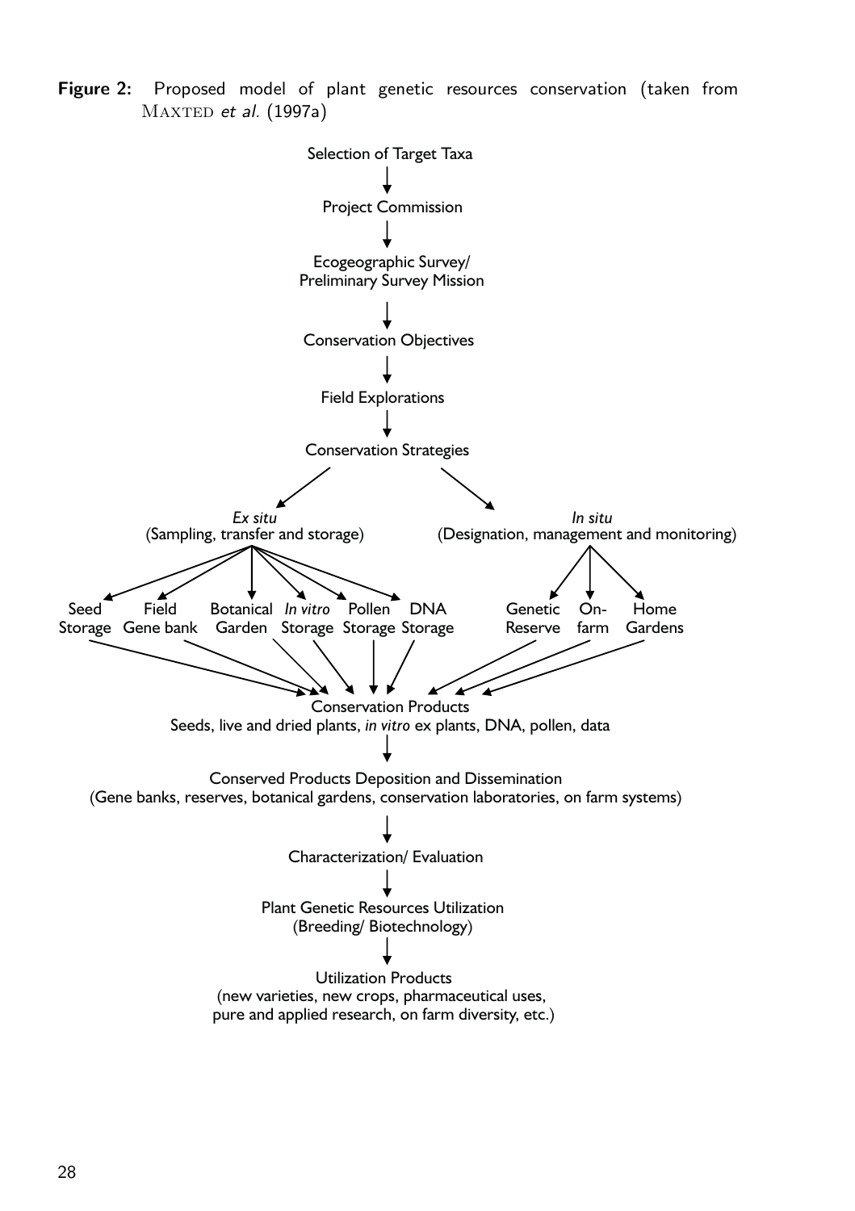**Figure 2:** Proposed model of plant genetic resources conservation (taken from Maxted *et al.* (1997a)

Selection of Target Taxa

↓

Project Commission

↓

Ecogeographic Survey/
Preliminary Survey Mission

↓

Conservation Objectives

↓

Field Explorations

↓

Conservation Strategies

↙ ↘

*Ex situ*
(Sampling, transfer and storage)

- Seed Storage
- Field Gene bank
- Botanical Garden
- *In vitro* Storage
- Pollen Storage
- DNA Storage

*In situ*
(Designation, management and monitoring)

- Genetic Reserve
- On-farm
- Home Gardens

↓

Conservation Products
Seeds, live and dried plants, *in vitro* ex plants, DNA, pollen, data

↓

Conserved Products Deposition and Dissemination
(Gene banks, reserves, botanical gardens, conservation laboratories, on farm systems)

↓

Characterization/ Evaluation

↓

Plant Genetic Resources Utilization
(Breeding/ Biotechnology)

↓

Utilization Products
(new varieties, new crops, pharmaceutical uses,
pure and applied research, on farm diversity, etc.)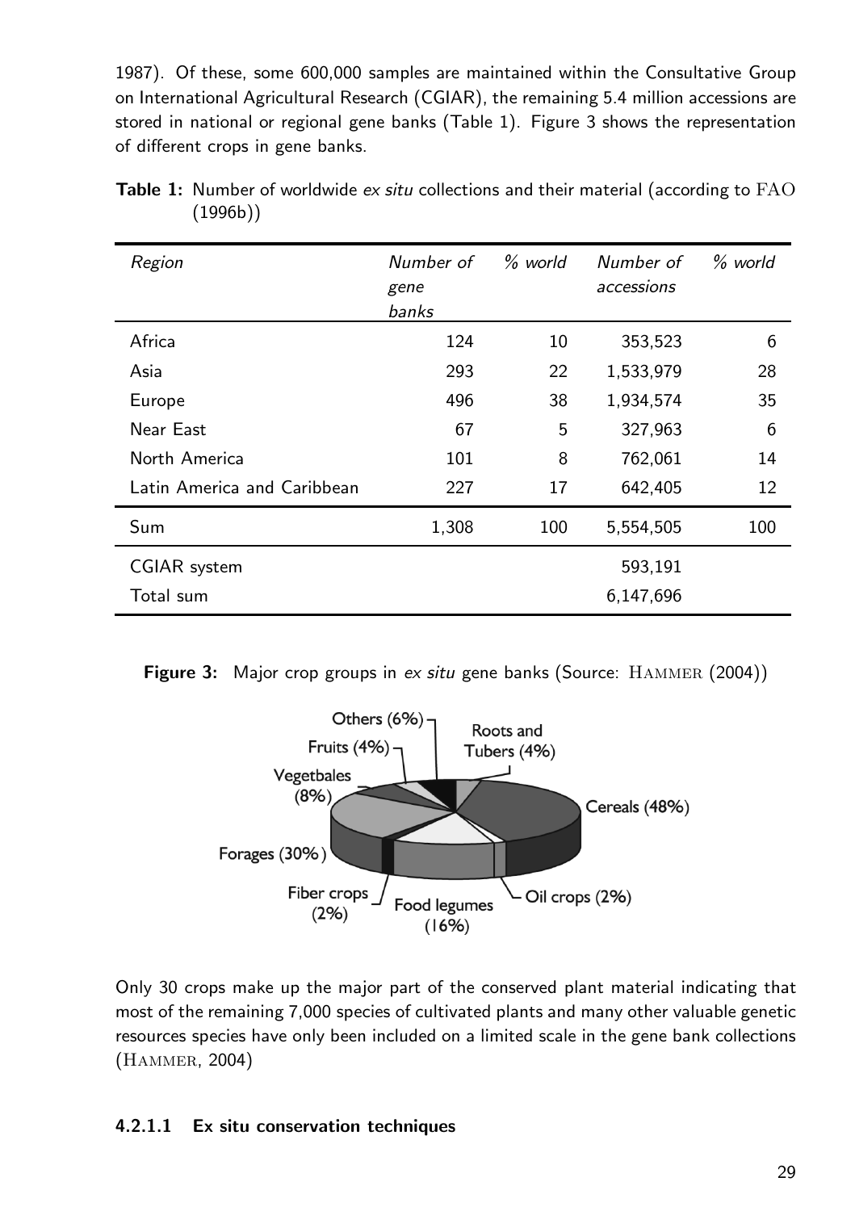1987). Of these, some 600,000 samples are maintained within the Consultative Group on International Agricultural Research (CGIAR), the remaining 5.4 million accessions are stored in national or regional gene banks (Table 1). Figure 3 shows the representation of different crops in gene banks.

**Table 1:** Number of worldwide *ex situ* collections and their material (according to FAO (1996b))

| *Region* | *Number of gene banks* | *% world* | *Number of accessions* | *% world* |
|---|---|---|---|---|
| Africa | 124 | 10 | 353,523 | 6 |
| Asia | 293 | 22 | 1,533,979 | 28 |
| Europe | 496 | 38 | 1,934,574 | 35 |
| Near East | 67 | 5 | 327,963 | 6 |
| North America | 101 | 8 | 762,061 | 14 |
| Latin America and Caribbean | 227 | 17 | 642,405 | 12 |
| Sum | 1,308 | 100 | 5,554,505 | 100 |
| CGIAR system | | | 593,191 | |
| Total sum | | | 6,147,696 | |

**Figure 3:** Major crop groups in *ex situ* gene banks (Source: Hammer (2004))

Only 30 crops make up the major part of the conserved plant material indicating that most of the remaining 7,000 species of cultivated plants and many other valuable genetic resources species have only been included on a limited scale in the gene bank collections (Hammer, 2004)

#### 4.2.1.1 Ex situ conservation techniques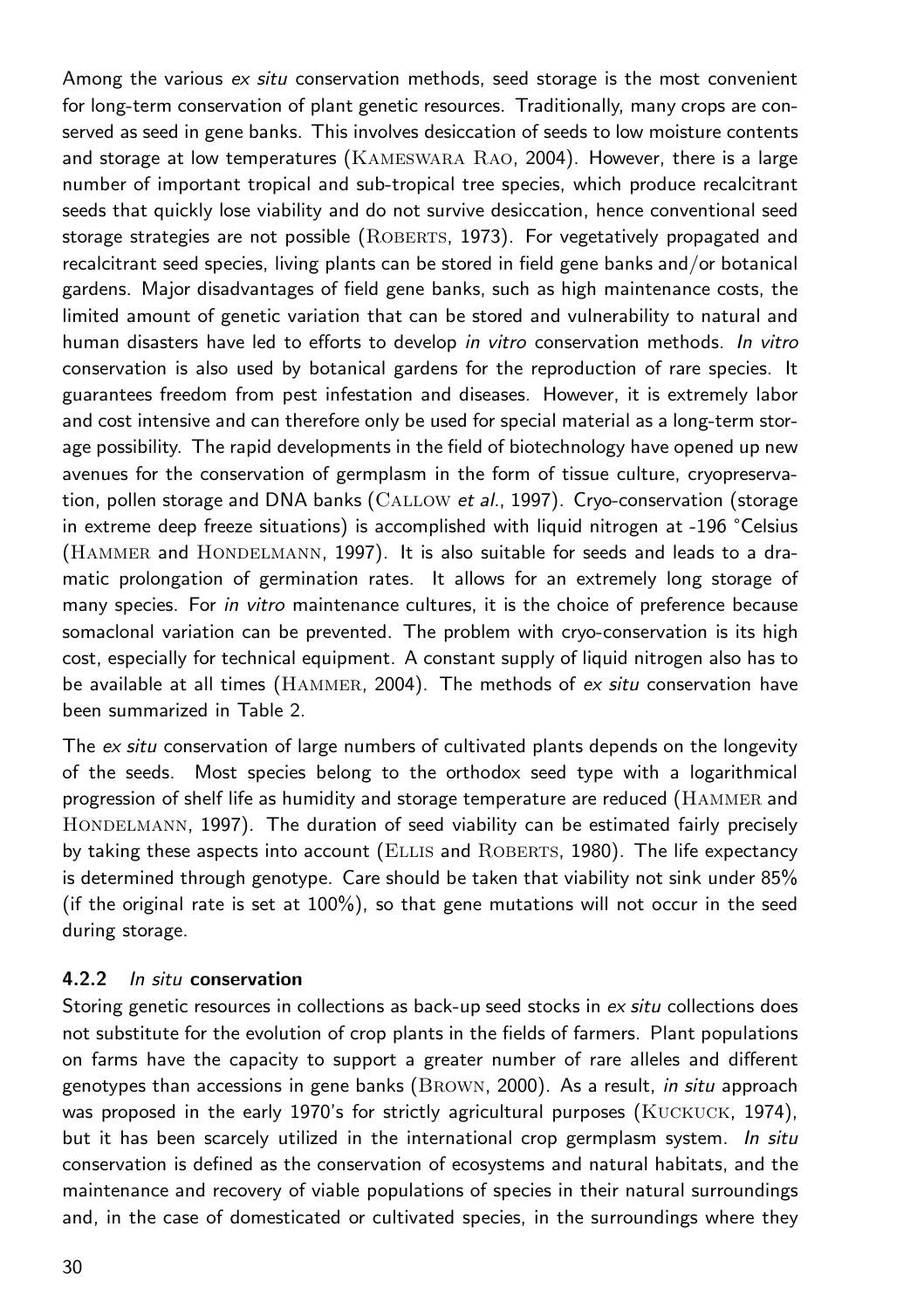Among the various *ex situ* conservation methods, seed storage is the most convenient for long-term conservation of plant genetic resources. Traditionally, many crops are conserved as seed in gene banks. This involves desiccation of seeds to low moisture contents and storage at low temperatures (Kameswara Rao, 2004). However, there is a large number of important tropical and sub-tropical tree species, which produce recalcitrant seeds that quickly lose viability and do not survive desiccation, hence conventional seed storage strategies are not possible (Roberts, 1973). For vegetatively propagated and recalcitrant seed species, living plants can be stored in field gene banks and/or botanical gardens. Major disadvantages of field gene banks, such as high maintenance costs, the limited amount of genetic variation that can be stored and vulnerability to natural and human disasters have led to efforts to develop *in vitro* conservation methods. *In vitro* conservation is also used by botanical gardens for the reproduction of rare species. It guarantees freedom from pest infestation and diseases. However, it is extremely labor and cost intensive and can therefore only be used for special material as a long-term storage possibility. The rapid developments in the field of biotechnology have opened up new avenues for the conservation of germplasm in the form of tissue culture, cryopreservation, pollen storage and DNA banks (Callow *et al.*, 1997). Cryo-conservation (storage in extreme deep freeze situations) is accomplished with liquid nitrogen at -196 °Celsius (Hammer and Hondelmann, 1997). It is also suitable for seeds and leads to a dramatic prolongation of germination rates. It allows for an extremely long storage of many species. For *in vitro* maintenance cultures, it is the choice of preference because somaclonal variation can be prevented. The problem with cryo-conservation is its high cost, especially for technical equipment. A constant supply of liquid nitrogen also has to be available at all times (Hammer, 2004). The methods of *ex situ* conservation have been summarized in Table 2.

The *ex situ* conservation of large numbers of cultivated plants depends on the longevity of the seeds. Most species belong to the orthodox seed type with a logarithmical progression of shelf life as humidity and storage temperature are reduced (Hammer and Hondelmann, 1997). The duration of seed viability can be estimated fairly precisely by taking these aspects into account (Ellis and Roberts, 1980). The life expectancy is determined through genotype. Care should be taken that viability not sink under 85% (if the original rate is set at 100%), so that gene mutations will not occur in the seed during storage.

### 4.2.2 *In situ* conservation

Storing genetic resources in collections as back-up seed stocks in *ex situ* collections does not substitute for the evolution of crop plants in the fields of farmers. Plant populations on farms have the capacity to support a greater number of rare alleles and different genotypes than accessions in gene banks (Brown, 2000). As a result, *in situ* approach was proposed in the early 1970's for strictly agricultural purposes (Kuckuck, 1974), but it has been scarcely utilized in the international crop germplasm system. *In situ* conservation is defined as the conservation of ecosystems and natural habitats, and the maintenance and recovery of viable populations of species in their natural surroundings and, in the case of domesticated or cultivated species, in the surroundings where they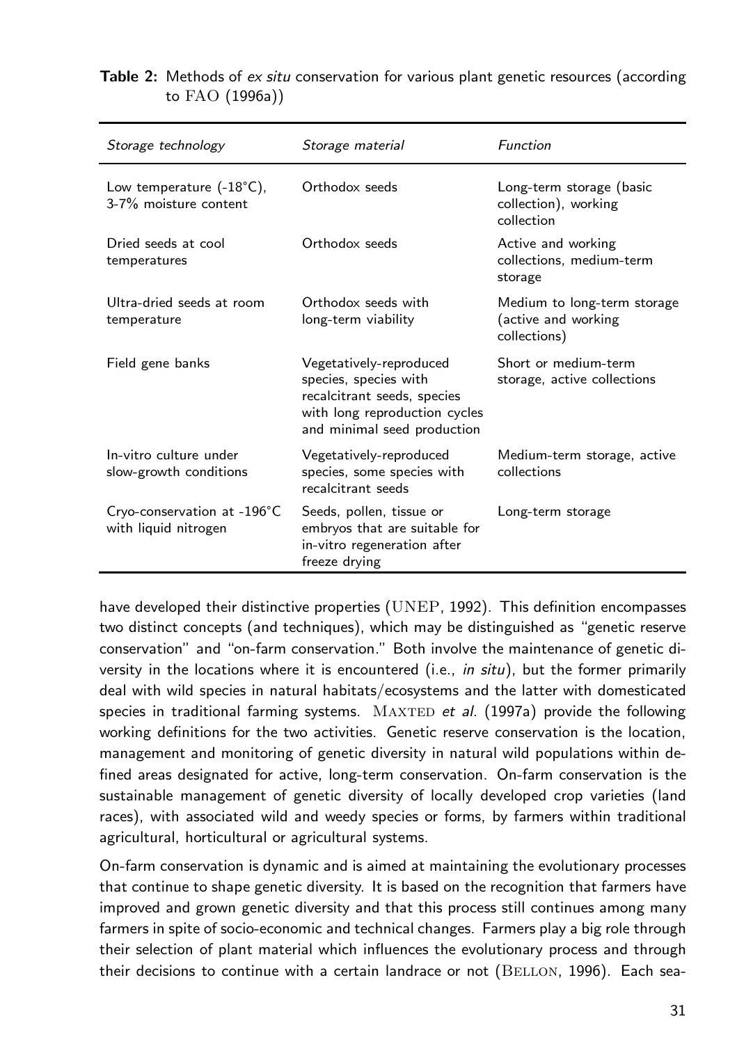**Table 2:** Methods of *ex situ* conservation for various plant genetic resources (according to FAO (1996a))

| *Storage technology* | *Storage material* | *Function* |
|---|---|---|
| Low temperature (-18°C), 3-7% moisture content | Orthodox seeds | Long-term storage (basic collection), working collection |
| Dried seeds at cool temperatures | Orthodox seeds | Active and working collections, medium-term storage |
| Ultra-dried seeds at room temperature | Orthodox seeds with long-term viability | Medium to long-term storage (active and working collections) |
| Field gene banks | Vegetatively-reproduced species, species with recalcitrant seeds, species with long reproduction cycles and minimal seed production | Short or medium-term storage, active collections |
| In-vitro culture under slow-growth conditions | Vegetatively-reproduced species, some species with recalcitrant seeds | Medium-term storage, active collections |
| Cryo-conservation at -196°C with liquid nitrogen | Seeds, pollen, tissue or embryos that are suitable for in-vitro regeneration after freeze drying | Long-term storage |

have developed their distinctive properties (UNEP, 1992). This definition encompasses two distinct concepts (and techniques), which may be distinguished as "genetic reserve conservation" and "on-farm conservation." Both involve the maintenance of genetic diversity in the locations where it is encountered (i.e., *in situ*), but the former primarily deal with wild species in natural habitats/ecosystems and the latter with domesticated species in traditional farming systems. Maxted *et al.* (1997a) provide the following working definitions for the two activities. Genetic reserve conservation is the location, management and monitoring of genetic diversity in natural wild populations within defined areas designated for active, long-term conservation. On-farm conservation is the sustainable management of genetic diversity of locally developed crop varieties (land races), with associated wild and weedy species or forms, by farmers within traditional agricultural, horticultural or agricultural systems.

On-farm conservation is dynamic and is aimed at maintaining the evolutionary processes that continue to shape genetic diversity. It is based on the recognition that farmers have improved and grown genetic diversity and that this process still continues among many farmers in spite of socio-economic and technical changes. Farmers play a big role through their selection of plant material which influences the evolutionary process and through their decisions to continue with a certain landrace or not (Bellon, 1996). Each sea-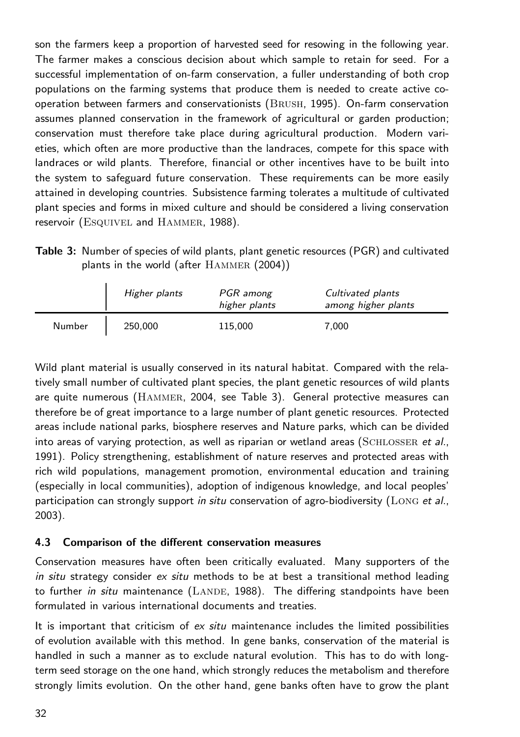son the farmers keep a proportion of harvested seed for resowing in the following year. The farmer makes a conscious decision about which sample to retain for seed. For a successful implementation of on-farm conservation, a fuller understanding of both crop populations on the farming systems that produce them is needed to create active co-operation between farmers and conservationists (BRUSH, 1995). On-farm conservation assumes planned conservation in the framework of agricultural or garden production; conservation must therefore take place during agricultural production. Modern varieties, which often are more productive than the landraces, compete for this space with landraces or wild plants. Therefore, financial or other incentives have to be built into the system to safeguard future conservation. These requirements can be more easily attained in developing countries. Subsistence farming tolerates a multitude of cultivated plant species and forms in mixed culture and should be considered a living conservation reservoir (ESQUIVEL and HAMMER, 1988).

**Table 3:** Number of species of wild plants, plant genetic resources (PGR) and cultivated plants in the world (after HAMMER (2004))

| | *Higher plants* | *PGR among higher plants* | *Cultivated plants among higher plants* |
|---|---|---|---|
| Number | 250,000 | 115,000 | 7,000 |

Wild plant material is usually conserved in its natural habitat. Compared with the relatively small number of cultivated plant species, the plant genetic resources of wild plants are quite numerous (HAMMER, 2004, see Table 3). General protective measures can therefore be of great importance to a large number of plant genetic resources. Protected areas include national parks, biosphere reserves and Nature parks, which can be divided into areas of varying protection, as well as riparian or wetland areas (SCHLOSSER *et al.*, 1991). Policy strengthening, establishment of nature reserves and protected areas with rich wild populations, management promotion, environmental education and training (especially in local communities), adoption of indigenous knowledge, and local peoples' participation can strongly support *in situ* conservation of agro-biodiversity (LONG *et al.*, 2003).

### 4.3 Comparison of the different conservation measures

Conservation measures have often been critically evaluated. Many supporters of the *in situ* strategy consider *ex situ* methods to be at best a transitional method leading to further *in situ* maintenance (LANDE, 1988). The differing standpoints have been formulated in various international documents and treaties.

It is important that criticism of *ex situ* maintenance includes the limited possibilities of evolution available with this method. In gene banks, conservation of the material is handled in such a manner as to exclude natural evolution. This has to do with long-term seed storage on the one hand, which strongly reduces the metabolism and therefore strongly limits evolution. On the other hand, gene banks often have to grow the plant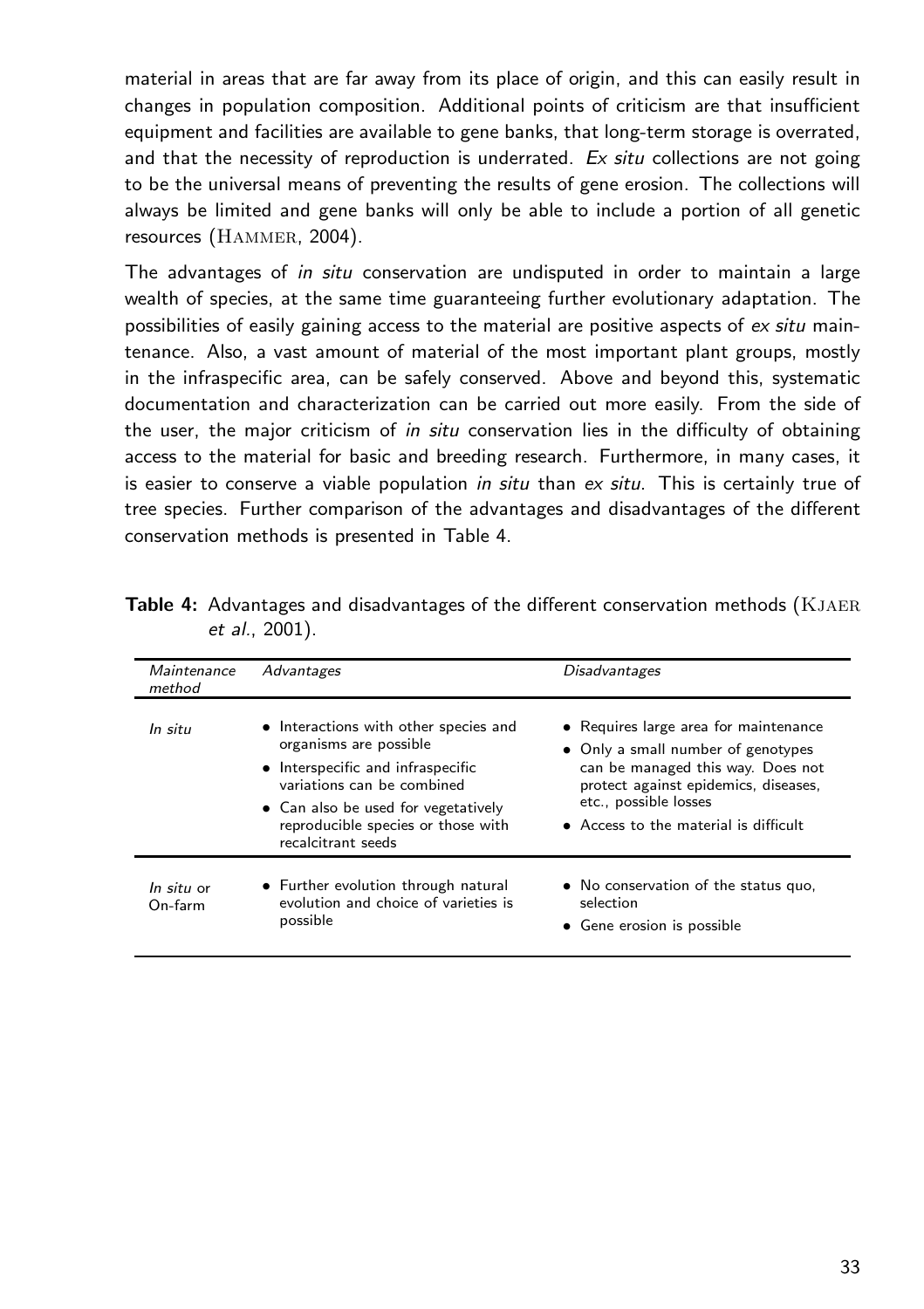material in areas that are far away from its place of origin, and this can easily result in changes in population composition. Additional points of criticism are that insufficient equipment and facilities are available to gene banks, that long-term storage is overrated, and that the necessity of reproduction is underrated. *Ex situ* collections are not going to be the universal means of preventing the results of gene erosion. The collections will always be limited and gene banks will only be able to include a portion of all genetic resources (Hammer, 2004).

The advantages of *in situ* conservation are undisputed in order to maintain a large wealth of species, at the same time guaranteeing further evolutionary adaptation. The possibilities of easily gaining access to the material are positive aspects of *ex situ* maintenance. Also, a vast amount of material of the most important plant groups, mostly in the infraspecific area, can be safely conserved. Above and beyond this, systematic documentation and characterization can be carried out more easily. From the side of the user, the major criticism of *in situ* conservation lies in the difficulty of obtaining access to the material for basic and breeding research. Furthermore, in many cases, it is easier to conserve a viable population *in situ* than *ex situ*. This is certainly true of tree species. Further comparison of the advantages and disadvantages of the different conservation methods is presented in Table 4.

**Table 4:** Advantages and disadvantages of the different conservation methods (Kjaer *et al.*, 2001).

| *Maintenance method* | *Advantages* | *Disadvantages* |
|---|---|---|
| *In situ* | • Interactions with other species and organisms are possible<br>• Interspecific and infraspecific variations can be combined<br>• Can also be used for vegetatively reproducible species or those with recalcitrant seeds | • Requires large area for maintenance<br>• Only a small number of genotypes can be managed this way. Does not protect against epidemics, diseases, etc., possible losses<br>• Access to the material is difficult |
| *In situ* or On-farm | • Further evolution through natural evolution and choice of varieties is possible | • No conservation of the status quo, selection<br>• Gene erosion is possible |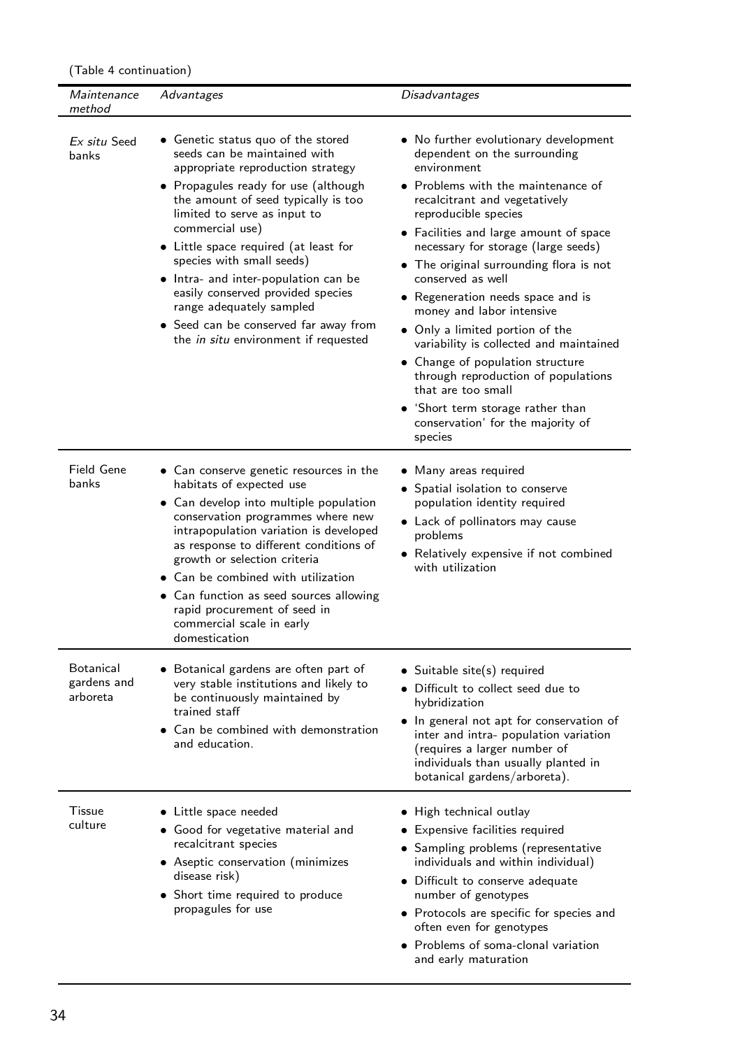(Table 4 continuation)

| *Maintenance method* | *Advantages* | *Disadvantages* |
|---|---|---|
| *Ex situ* Seed banks | • Genetic status quo of the stored seeds can be maintained with appropriate reproduction strategy<br>• Propagules ready for use (although the amount of seed typically is too limited to serve as input to commercial use)<br>• Little space required (at least for species with small seeds)<br>• Intra- and inter-population can be easily conserved provided species range adequately sampled<br>• Seed can be conserved far away from the *in situ* environment if requested | • No further evolutionary development dependent on the surrounding environment<br>• Problems with the maintenance of recalcitrant and vegetatively reproducible species<br>• Facilities and large amount of space necessary for storage (large seeds)<br>• The original surrounding flora is not conserved as well<br>• Regeneration needs space and is money and labor intensive<br>• Only a limited portion of the variability is collected and maintained<br>• Change of population structure through reproduction of populations that are too small<br>• 'Short term storage rather than conservation' for the majority of species |
| Field Gene banks | • Can conserve genetic resources in the habitats of expected use<br>• Can develop into multiple population conservation programmes where new intrapopulation variation is developed as response to different conditions of growth or selection criteria<br>• Can be combined with utilization<br>• Can function as seed sources allowing rapid procurement of seed in commercial scale in early domestication | • Many areas required<br>• Spatial isolation to conserve population identity required<br>• Lack of pollinators may cause problems<br>• Relatively expensive if not combined with utilization |
| Botanical gardens and arboreta | • Botanical gardens are often part of very stable institutions and likely to be continuously maintained by trained staff<br>• Can be combined with demonstration and education. | • Suitable site(s) required<br>• Difficult to collect seed due to hybridization<br>• In general not apt for conservation of inter and intra- population variation (requires a larger number of individuals than usually planted in botanical gardens/arboreta). |
| Tissue culture | • Little space needed<br>• Good for vegetative material and recalcitrant species<br>• Aseptic conservation (minimizes disease risk)<br>• Short time required to produce propagules for use | • High technical outlay<br>• Expensive facilities required<br>• Sampling problems (representative individuals and within individual)<br>• Difficult to conserve adequate number of genotypes<br>• Protocols are specific for species and often even for genotypes<br>• Problems of soma-clonal variation and early maturation |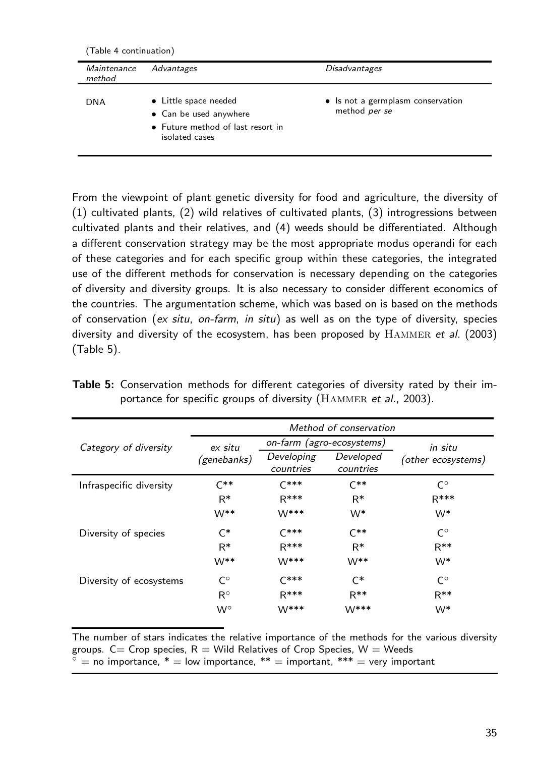(Table 4 continuation)

| *Maintenance method* | *Advantages* | *Disadvantages* |
|---|---|---|
| DNA | • Little space needed<br>• Can be used anywhere<br>• Future method of last resort in isolated cases | • Is not a germplasm conservation method *per se* |

From the viewpoint of plant genetic diversity for food and agriculture, the diversity of (1) cultivated plants, (2) wild relatives of cultivated plants, (3) introgressions between cultivated plants and their relatives, and (4) weeds should be differentiated. Although a different conservation strategy may be the most appropriate modus operandi for each of these categories and for each specific group within these categories, the integrated use of the different methods for conservation is necessary depending on the categories of diversity and diversity groups. It is also necessary to consider different economics of the countries. The argumentation scheme, which was based on is based on the methods of conservation (*ex situ*, *on-farm*, *in situ*) as well as on the type of diversity, species diversity and diversity of the ecosystem, has been proposed by HAMMER *et al.* (2003) (Table 5).

**Table 5:** Conservation methods for different categories of diversity rated by their importance for specific groups of diversity (HAMMER *et al.*, 2003).

| *Category of diversity* | *Method of conservation* | | | |
|---|---|---|---|---|
| | *ex situ (genebanks)* | *on-farm (agro-ecosystems)* | | *in situ (other ecosystems)* |
| | | *Developing countries* | *Developed countries* | |
| Infraspecific diversity | C** | C*** | C** | C° |
| | R* | R*** | R* | R*** |
| | W** | W*** | W* | W* |
| Diversity of species | C* | C*** | C** | C° |
| | R* | R*** | R* | R** |
| | W** | W*** | W** | W* |
| Diversity of ecosystems | C° | C*** | C* | C° |
| | R° | R*** | R** | R** |
| | W° | W*** | W*** | W* |

The number of stars indicates the relative importance of the methods for the various diversity groups. C= Crop species, R = Wild Relatives of Crop Species, W = Weeds
° = no importance, * = low importance, ** = important, *** = very important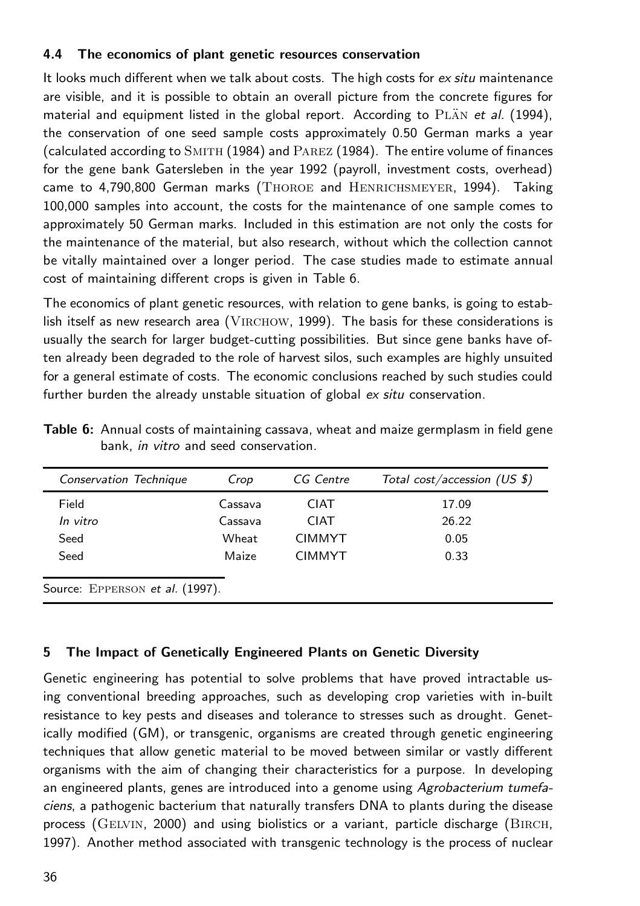### 4.4 The economics of plant genetic resources conservation

It looks much different when we talk about costs. The high costs for *ex situ* maintenance are visible, and it is possible to obtain an overall picture from the concrete figures for material and equipment listed in the global report. According to Plän *et al.* (1994), the conservation of one seed sample costs approximately 0.50 German marks a year (calculated according to Smith (1984) and Parez (1984). The entire volume of finances for the gene bank Gatersleben in the year 1992 (payroll, investment costs, overhead) came to 4,790,800 German marks (Thoroe and Henrichsmeyer, 1994). Taking 100,000 samples into account, the costs for the maintenance of one sample comes to approximately 50 German marks. Included in this estimation are not only the costs for the maintenance of the material, but also research, without which the collection cannot be vitally maintained over a longer period. The case studies made to estimate annual cost of maintaining different crops is given in Table 6.

The economics of plant genetic resources, with relation to gene banks, is going to establish itself as new research area (Virchow, 1999). The basis for these considerations is usually the search for larger budget-cutting possibilities. But since gene banks have often already been degraded to the role of harvest silos, such examples are highly unsuited for a general estimate of costs. The economic conclusions reached by such studies could further burden the already unstable situation of global *ex situ* conservation.

**Table 6:** Annual costs of maintaining cassava, wheat and maize germplasm in field gene bank, *in vitro* and seed conservation.

| *Conservation Technique* | *Crop* | *CG Centre* | *Total cost/accession (US $)* |
|---|---|---|---|
| Field | Cassava | CIAT | 17.09 |
| *In vitro* | Cassava | CIAT | 26.22 |
| Seed | Wheat | CIMMYT | 0.05 |
| Seed | Maize | CIMMYT | 0.33 |

Source: Epperson *et al.* (1997).

## 5 The Impact of Genetically Engineered Plants on Genetic Diversity

Genetic engineering has potential to solve problems that have proved intractable using conventional breeding approaches, such as developing crop varieties with in-built resistance to key pests and diseases and tolerance to stresses such as drought. Genetically modified (GM), or transgenic, organisms are created through genetic engineering techniques that allow genetic material to be moved between similar or vastly different organisms with the aim of changing their characteristics for a purpose. In developing an engineered plants, genes are introduced into a genome using *Agrobacterium tumefaciens*, a pathogenic bacterium that naturally transfers DNA to plants during the disease process (Gelvin, 2000) and using biolistics or a variant, particle discharge (Birch, 1997). Another method associated with transgenic technology is the process of nuclear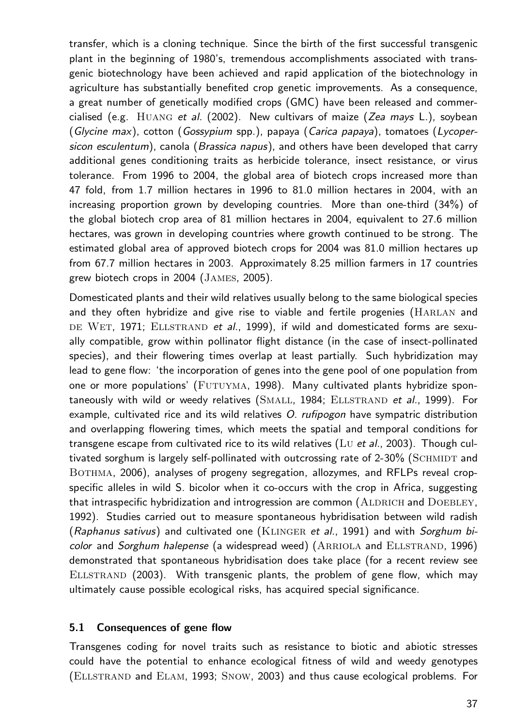transfer, which is a cloning technique. Since the birth of the first successful transgenic plant in the beginning of 1980's, tremendous accomplishments associated with transgenic biotechnology have been achieved and rapid application of the biotechnology in agriculture has substantially benefited crop genetic improvements. As a consequence, a great number of genetically modified crops (GMC) have been released and commercialised (e.g. Huang *et al.* (2002). New cultivars of maize (*Zea mays* L.), soybean (*Glycine max*), cotton (*Gossypium* spp.), papaya (*Carica papaya*), tomatoes (*Lycopersicon esculentum*), canola (*Brassica napus*), and others have been developed that carry additional genes conditioning traits as herbicide tolerance, insect resistance, or virus tolerance. From 1996 to 2004, the global area of biotech crops increased more than 47 fold, from 1.7 million hectares in 1996 to 81.0 million hectares in 2004, with an increasing proportion grown by developing countries. More than one-third (34%) of the global biotech crop area of 81 million hectares in 2004, equivalent to 27.6 million hectares, was grown in developing countries where growth continued to be strong. The estimated global area of approved biotech crops for 2004 was 81.0 million hectares up from 67.7 million hectares in 2003. Approximately 8.25 million farmers in 17 countries grew biotech crops in 2004 (James, 2005).

Domesticated plants and their wild relatives usually belong to the same biological species and they often hybridize and give rise to viable and fertile progenies (Harlan and de Wet, 1971; Ellstrand *et al.*, 1999), if wild and domesticated forms are sexually compatible, grow within pollinator flight distance (in the case of insect-pollinated species), and their flowering times overlap at least partially. Such hybridization may lead to gene flow: 'the incorporation of genes into the gene pool of one population from one or more populations' (Futuyma, 1998). Many cultivated plants hybridize spontaneously with wild or weedy relatives (Small, 1984; Ellstrand *et al.*, 1999). For example, cultivated rice and its wild relatives *O. rufipogon* have sympatric distribution and overlapping flowering times, which meets the spatial and temporal conditions for transgene escape from cultivated rice to its wild relatives (Lu *et al.*, 2003). Though cultivated sorghum is largely self-pollinated with outcrossing rate of 2-30% (Schmidt and Bothma, 2006), analyses of progeny segregation, allozymes, and RFLPs reveal crop-specific alleles in wild S. bicolor when it co-occurs with the crop in Africa, suggesting that intraspecific hybridization and introgression are common (Aldrich and Doebley, 1992). Studies carried out to measure spontaneous hybridisation between wild radish (*Raphanus sativus*) and cultivated one (Klinger *et al.*, 1991) and with *Sorghum bicolor* and *Sorghum halepense* (a widespread weed) (Arriola and Ellstrand, 1996) demonstrated that spontaneous hybridisation does take place (for a recent review see Ellstrand (2003). With transgenic plants, the problem of gene flow, which may ultimately cause possible ecological risks, has acquired special significance.

### 5.1 Consequences of gene flow

Transgenes coding for novel traits such as resistance to biotic and abiotic stresses could have the potential to enhance ecological fitness of wild and weedy genotypes (Ellstrand and Elam, 1993; Snow, 2003) and thus cause ecological problems. For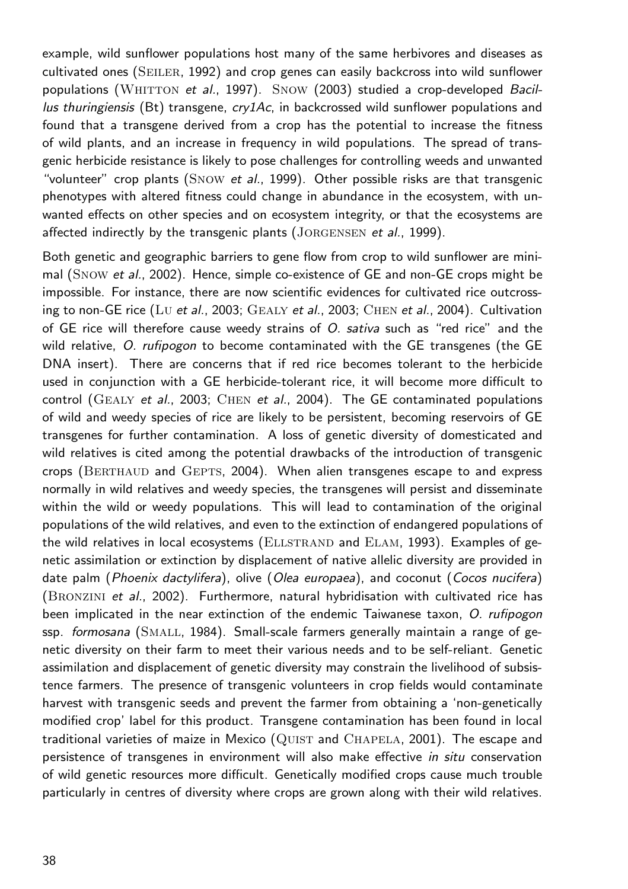example, wild sunflower populations host many of the same herbivores and diseases as cultivated ones (Seiler, 1992) and crop genes can easily backcross into wild sunflower populations (Whitton *et al.*, 1997). Snow (2003) studied a crop-developed *Bacillus thuringiensis* (Bt) transgene, *cry1Ac*, in backcrossed wild sunflower populations and found that a transgene derived from a crop has the potential to increase the fitness of wild plants, and an increase in frequency in wild populations. The spread of transgenic herbicide resistance is likely to pose challenges for controlling weeds and unwanted "volunteer" crop plants (Snow *et al.*, 1999). Other possible risks are that transgenic phenotypes with altered fitness could change in abundance in the ecosystem, with unwanted effects on other species and on ecosystem integrity, or that the ecosystems are affected indirectly by the transgenic plants (Jorgensen *et al.*, 1999).

Both genetic and geographic barriers to gene flow from crop to wild sunflower are minimal (Snow *et al.*, 2002). Hence, simple co-existence of GE and non-GE crops might be impossible. For instance, there are now scientific evidences for cultivated rice outcrossing to non-GE rice (Lu *et al.*, 2003; Gealy *et al.*, 2003; Chen *et al.*, 2004). Cultivation of GE rice will therefore cause weedy strains of *O. sativa* such as "red rice" and the wild relative, *O. rufipogon* to become contaminated with the GE transgenes (the GE DNA insert). There are concerns that if red rice becomes tolerant to the herbicide used in conjunction with a GE herbicide-tolerant rice, it will become more difficult to control (Gealy *et al.*, 2003; Chen *et al.*, 2004). The GE contaminated populations of wild and weedy species of rice are likely to be persistent, becoming reservoirs of GE transgenes for further contamination. A loss of genetic diversity of domesticated and wild relatives is cited among the potential drawbacks of the introduction of transgenic crops (Berthaud and Gepts, 2004). When alien transgenes escape to and express normally in wild relatives and weedy species, the transgenes will persist and disseminate within the wild or weedy populations. This will lead to contamination of the original populations of the wild relatives, and even to the extinction of endangered populations of the wild relatives in local ecosystems (Ellstrand and Elam, 1993). Examples of genetic assimilation or extinction by displacement of native allelic diversity are provided in date palm (*Phoenix dactylifera*), olive (*Olea europaea*), and coconut (*Cocos nucifera*) (Bronzini *et al.*, 2002). Furthermore, natural hybridisation with cultivated rice has been implicated in the near extinction of the endemic Taiwanese taxon, *O. rufipogon* ssp. *formosana* (Small, 1984). Small-scale farmers generally maintain a range of genetic diversity on their farm to meet their various needs and to be self-reliant. Genetic assimilation and displacement of genetic diversity may constrain the livelihood of subsistence farmers. The presence of transgenic volunteers in crop fields would contaminate harvest with transgenic seeds and prevent the farmer from obtaining a 'non-genetically modified crop' label for this product. Transgene contamination has been found in local traditional varieties of maize in Mexico (Quist and Chapela, 2001). The escape and persistence of transgenes in environment will also make effective *in situ* conservation of wild genetic resources more difficult. Genetically modified crops cause much trouble particularly in centres of diversity where crops are grown along with their wild relatives.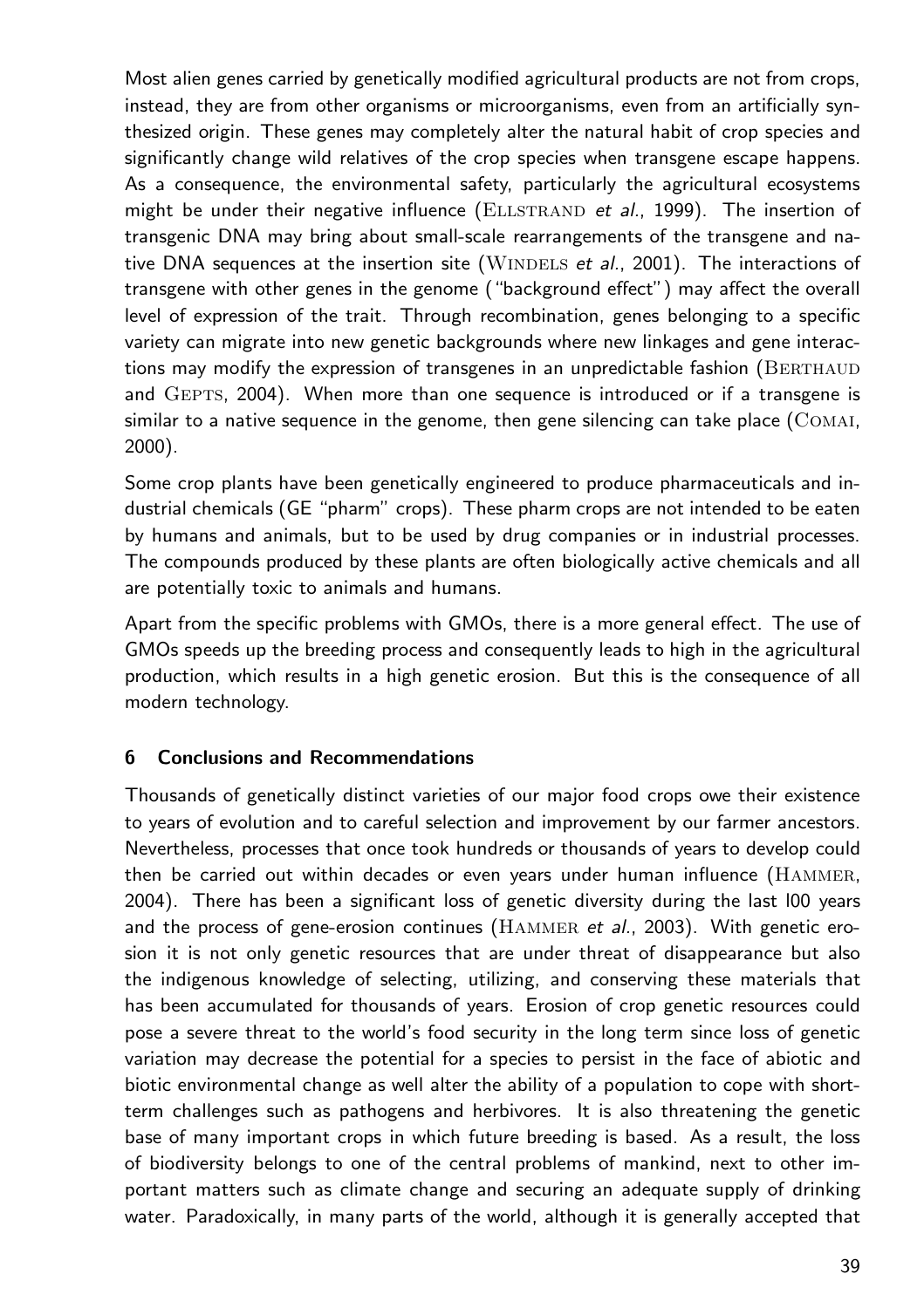Most alien genes carried by genetically modified agricultural products are not from crops, instead, they are from other organisms or microorganisms, even from an artificially synthesized origin. These genes may completely alter the natural habit of crop species and significantly change wild relatives of the crop species when transgene escape happens. As a consequence, the environmental safety, particularly the agricultural ecosystems might be under their negative influence (Ellstrand *et al.*, 1999). The insertion of transgenic DNA may bring about small-scale rearrangements of the transgene and native DNA sequences at the insertion site (Windels *et al.*, 2001). The interactions of transgene with other genes in the genome ("background effect") may affect the overall level of expression of the trait. Through recombination, genes belonging to a specific variety can migrate into new genetic backgrounds where new linkages and gene interactions may modify the expression of transgenes in an unpredictable fashion (Berthaud and Gepts, 2004). When more than one sequence is introduced or if a transgene is similar to a native sequence in the genome, then gene silencing can take place (Comai, 2000).

Some crop plants have been genetically engineered to produce pharmaceuticals and industrial chemicals (GE "pharm" crops). These pharm crops are not intended to be eaten by humans and animals, but to be used by drug companies or in industrial processes. The compounds produced by these plants are often biologically active chemicals and all are potentially toxic to animals and humans.

Apart from the specific problems with GMOs, there is a more general effect. The use of GMOs speeds up the breeding process and consequently leads to high in the agricultural production, which results in a high genetic erosion. But this is the consequence of all modern technology.

## 6 Conclusions and Recommendations

Thousands of genetically distinct varieties of our major food crops owe their existence to years of evolution and to careful selection and improvement by our farmer ancestors. Nevertheless, processes that once took hundreds or thousands of years to develop could then be carried out within decades or even years under human influence (Hammer, 2004). There has been a significant loss of genetic diversity during the last l00 years and the process of gene-erosion continues (Hammer *et al.*, 2003). With genetic erosion it is not only genetic resources that are under threat of disappearance but also the indigenous knowledge of selecting, utilizing, and conserving these materials that has been accumulated for thousands of years. Erosion of crop genetic resources could pose a severe threat to the world's food security in the long term since loss of genetic variation may decrease the potential for a species to persist in the face of abiotic and biotic environmental change as well alter the ability of a population to cope with short-term challenges such as pathogens and herbivores. It is also threatening the genetic base of many important crops in which future breeding is based. As a result, the loss of biodiversity belongs to one of the central problems of mankind, next to other important matters such as climate change and securing an adequate supply of drinking water. Paradoxically, in many parts of the world, although it is generally accepted that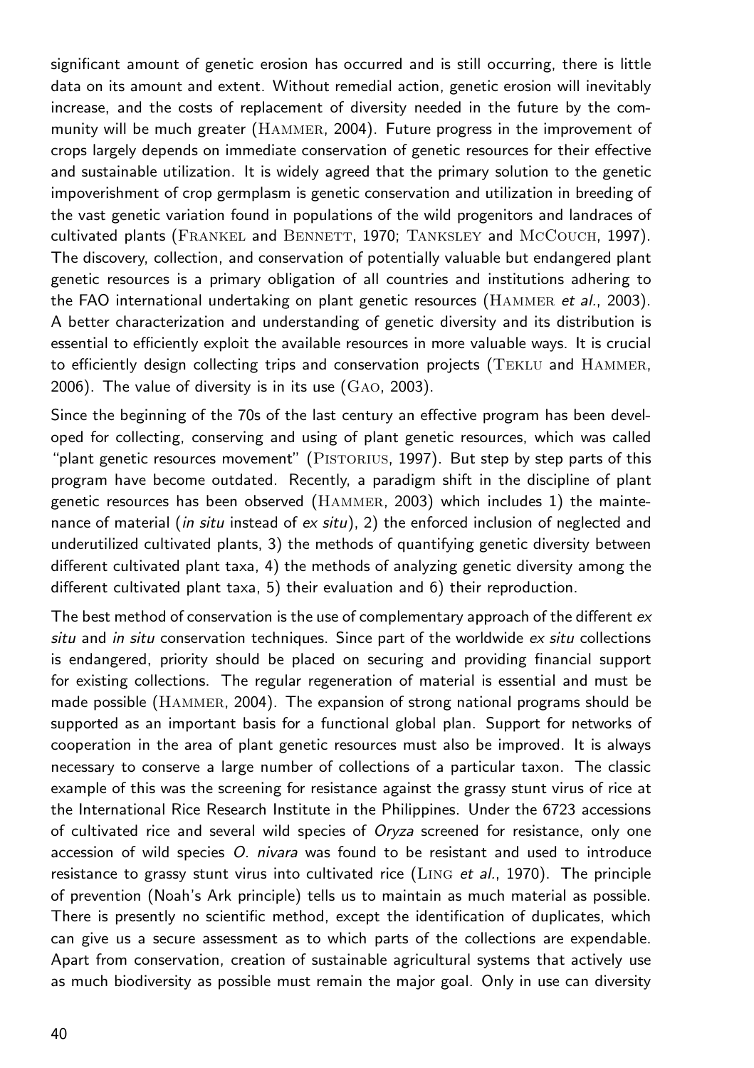significant amount of genetic erosion has occurred and is still occurring, there is little data on its amount and extent. Without remedial action, genetic erosion will inevitably increase, and the costs of replacement of diversity needed in the future by the community will be much greater (Hammer, 2004). Future progress in the improvement of crops largely depends on immediate conservation of genetic resources for their effective and sustainable utilization. It is widely agreed that the primary solution to the genetic impoverishment of crop germplasm is genetic conservation and utilization in breeding of the vast genetic variation found in populations of the wild progenitors and landraces of cultivated plants (Frankel and Bennett, 1970; Tanksley and McCouch, 1997). The discovery, collection, and conservation of potentially valuable but endangered plant genetic resources is a primary obligation of all countries and institutions adhering to the FAO international undertaking on plant genetic resources (Hammer *et al.*, 2003). A better characterization and understanding of genetic diversity and its distribution is essential to efficiently exploit the available resources in more valuable ways. It is crucial to efficiently design collecting trips and conservation projects (Teklu and Hammer, 2006). The value of diversity is in its use (Gao, 2003).

Since the beginning of the 70s of the last century an effective program has been developed for collecting, conserving and using of plant genetic resources, which was called "plant genetic resources movement" (Pistorius, 1997). But step by step parts of this program have become outdated. Recently, a paradigm shift in the discipline of plant genetic resources has been observed (Hammer, 2003) which includes 1) the maintenance of material (*in situ* instead of *ex situ*), 2) the enforced inclusion of neglected and underutilized cultivated plants, 3) the methods of quantifying genetic diversity between different cultivated plant taxa, 4) the methods of analyzing genetic diversity among the different cultivated plant taxa, 5) their evaluation and 6) their reproduction.

The best method of conservation is the use of complementary approach of the different *ex situ* and *in situ* conservation techniques. Since part of the worldwide *ex situ* collections is endangered, priority should be placed on securing and providing financial support for existing collections. The regular regeneration of material is essential and must be made possible (Hammer, 2004). The expansion of strong national programs should be supported as an important basis for a functional global plan. Support for networks of cooperation in the area of plant genetic resources must also be improved. It is always necessary to conserve a large number of collections of a particular taxon. The classic example of this was the screening for resistance against the grassy stunt virus of rice at the International Rice Research Institute in the Philippines. Under the 6723 accessions of cultivated rice and several wild species of *Oryza* screened for resistance, only one accession of wild species *O. nivara* was found to be resistant and used to introduce resistance to grassy stunt virus into cultivated rice (Ling *et al.*, 1970). The principle of prevention (Noah's Ark principle) tells us to maintain as much material as possible. There is presently no scientific method, except the identification of duplicates, which can give us a secure assessment as to which parts of the collections are expendable. Apart from conservation, creation of sustainable agricultural systems that actively use as much biodiversity as possible must remain the major goal. Only in use can diversity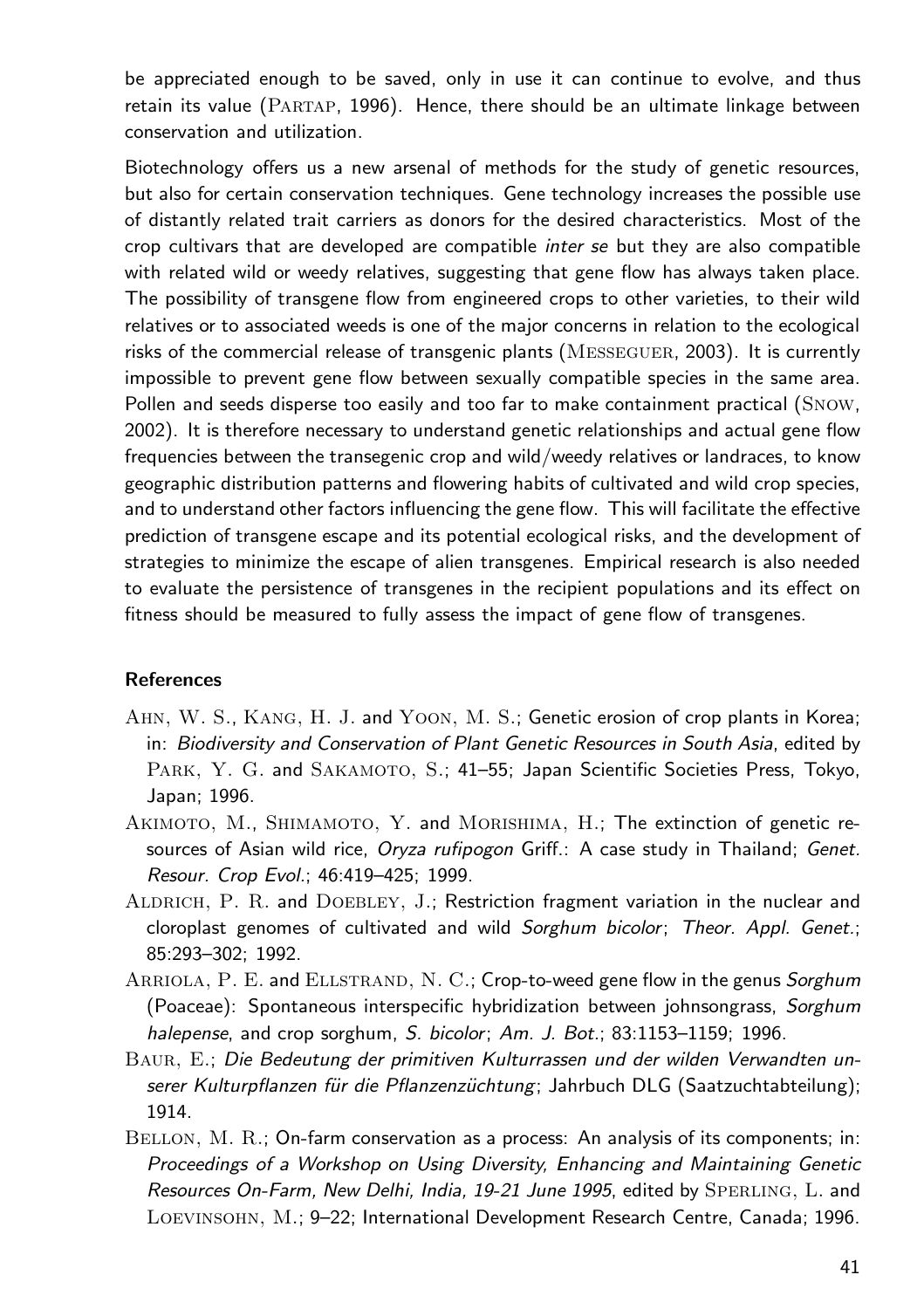be appreciated enough to be saved, only in use it can continue to evolve, and thus retain its value (PARTAP, 1996). Hence, there should be an ultimate linkage between conservation and utilization.

Biotechnology offers us a new arsenal of methods for the study of genetic resources, but also for certain conservation techniques. Gene technology increases the possible use of distantly related trait carriers as donors for the desired characteristics. Most of the crop cultivars that are developed are compatible *inter se* but they are also compatible with related wild or weedy relatives, suggesting that gene flow has always taken place. The possibility of transgene flow from engineered crops to other varieties, to their wild relatives or to associated weeds is one of the major concerns in relation to the ecological risks of the commercial release of transgenic plants (MESSEGUER, 2003). It is currently impossible to prevent gene flow between sexually compatible species in the same area. Pollen and seeds disperse too easily and too far to make containment practical (SNOW, 2002). It is therefore necessary to understand genetic relationships and actual gene flow frequencies between the transegenic crop and wild/weedy relatives or landraces, to know geographic distribution patterns and flowering habits of cultivated and wild crop species, and to understand other factors influencing the gene flow. This will facilitate the effective prediction of transgene escape and its potential ecological risks, and the development of strategies to minimize the escape of alien transgenes. Empirical research is also needed to evaluate the persistence of transgenes in the recipient populations and its effect on fitness should be measured to fully assess the impact of gene flow of transgenes.

## References

AHN, W. S., KANG, H. J. and YOON, M. S.; Genetic erosion of crop plants in Korea; in: *Biodiversity and Conservation of Plant Genetic Resources in South Asia*, edited by PARK, Y. G. and SAKAMOTO, S.; 41–55; Japan Scientific Societies Press, Tokyo, Japan; 1996.

AKIMOTO, M., SHIMAMOTO, Y. and MORISHIMA, H.; The extinction of genetic resources of Asian wild rice, *Oryza rufipogon* Griff.: A case study in Thailand; *Genet. Resour. Crop Evol.*; 46:419–425; 1999.

ALDRICH, P. R. and DOEBLEY, J.; Restriction fragment variation in the nuclear and cloroplast genomes of cultivated and wild *Sorghum bicolor*; *Theor. Appl. Genet.*; 85:293–302; 1992.

ARRIOLA, P. E. and ELLSTRAND, N. C.; Crop-to-weed gene flow in the genus *Sorghum* (Poaceae): Spontaneous interspecific hybridization between johnsongrass, *Sorghum halepense*, and crop sorghum, *S. bicolor*; *Am. J. Bot.*; 83:1153–1159; 1996.

BAUR, E.; *Die Bedeutung der primitiven Kulturrassen und der wilden Verwandten unserer Kulturpflanzen für die Pflanzenzüchtung*; Jahrbuch DLG (Saatzuchtabteilung); 1914.

BELLON, M. R.; On-farm conservation as a process: An analysis of its components; in: *Proceedings of a Workshop on Using Diversity, Enhancing and Maintaining Genetic Resources On-Farm, New Delhi, India, 19-21 June 1995*, edited by SPERLING, L. and LOEVINSOHN, M.; 9–22; International Development Research Centre, Canada; 1996.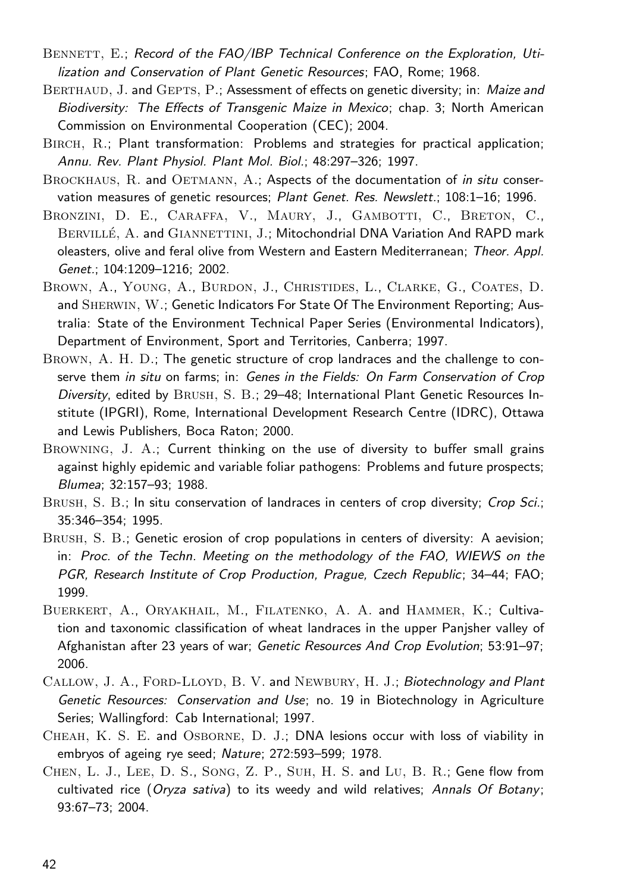Bennett, E.; *Record of the FAO/IBP Technical Conference on the Exploration, Utilization and Conservation of Plant Genetic Resources*; FAO, Rome; 1968.

Berthaud, J. and Gepts, P.; Assessment of effects on genetic diversity; in: *Maize and Biodiversity: The Effects of Transgenic Maize in Mexico*; chap. 3; North American Commission on Environmental Cooperation (CEC); 2004.

Birch, R.; Plant transformation: Problems and strategies for practical application; *Annu. Rev. Plant Physiol. Plant Mol. Biol.*; 48:297–326; 1997.

Brockhaus, R. and Oetmann, A.; Aspects of the documentation of *in situ* conservation measures of genetic resources; *Plant Genet. Res. Newslett.*; 108:1–16; 1996.

Bronzini, D. E., Caraffa, V., Maury, J., Gambotti, C., Breton, C., Bervillé, A. and Giannettini, J.; Mitochondrial DNA Variation And RAPD mark oleasters, olive and feral olive from Western and Eastern Mediterranean; *Theor. Appl. Genet.*; 104:1209–1216; 2002.

Brown, A., Young, A., Burdon, J., Christides, L., Clarke, G., Coates, D. and Sherwin, W.; Genetic Indicators For State Of The Environment Reporting; Australia: State of the Environment Technical Paper Series (Environmental Indicators), Department of Environment, Sport and Territories, Canberra; 1997.

Brown, A. H. D.; The genetic structure of crop landraces and the challenge to conserve them *in situ* on farms; in: *Genes in the Fields: On Farm Conservation of Crop Diversity*, edited by Brush, S. B.; 29–48; International Plant Genetic Resources Institute (IPGRI), Rome, International Development Research Centre (IDRC), Ottawa and Lewis Publishers, Boca Raton; 2000.

Browning, J. A.; Current thinking on the use of diversity to buffer small grains against highly epidemic and variable foliar pathogens: Problems and future prospects; *Blumea*; 32:157–93; 1988.

Brush, S. B.; In situ conservation of landraces in centers of crop diversity; *Crop Sci.*; 35:346–354; 1995.

Brush, S. B.; Genetic erosion of crop populations in centers of diversity: A aevision; in: *Proc. of the Techn. Meeting on the methodology of the FAO, WIEWS on the PGR, Research Institute of Crop Production, Prague, Czech Republic*; 34–44; FAO; 1999.

Buerkert, A., Oryakhail, M., Filatenko, A. A. and Hammer, K.; Cultivation and taxonomic classification of wheat landraces in the upper Panjsher valley of Afghanistan after 23 years of war; *Genetic Resources And Crop Evolution*; 53:91–97; 2006.

Callow, J. A., Ford-Lloyd, B. V. and Newbury, H. J.; *Biotechnology and Plant Genetic Resources: Conservation and Use*; no. 19 in Biotechnology in Agriculture Series; Wallingford: Cab International; 1997.

Cheah, K. S. E. and Osborne, D. J.; DNA lesions occur with loss of viability in embryos of ageing rye seed; *Nature*; 272:593–599; 1978.

Chen, L. J., Lee, D. S., Song, Z. P., Suh, H. S. and Lu, B. R.; Gene flow from cultivated rice (*Oryza sativa*) to its weedy and wild relatives; *Annals Of Botany*; 93:67–73; 2004.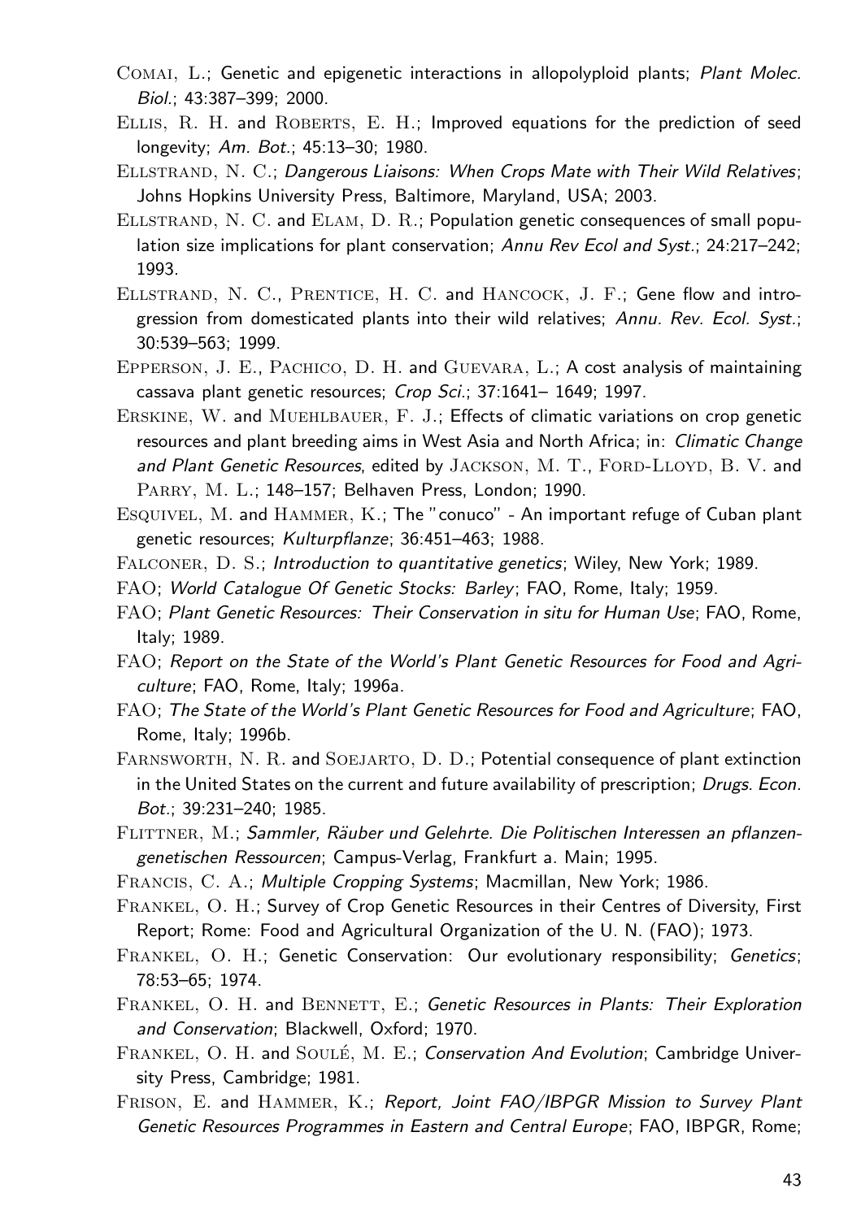Comai, L.; Genetic and epigenetic interactions in allopolyploid plants; *Plant Molec. Biol.*; 43:387–399; 2000.

Ellis, R. H. and Roberts, E. H.; Improved equations for the prediction of seed longevity; *Am. Bot.*; 45:13–30; 1980.

Ellstrand, N. C.; *Dangerous Liaisons: When Crops Mate with Their Wild Relatives*; Johns Hopkins University Press, Baltimore, Maryland, USA; 2003.

Ellstrand, N. C. and Elam, D. R.; Population genetic consequences of small population size implications for plant conservation; *Annu Rev Ecol and Syst.*; 24:217–242; 1993.

Ellstrand, N. C., Prentice, H. C. and Hancock, J. F.; Gene flow and introgression from domesticated plants into their wild relatives; *Annu. Rev. Ecol. Syst.*; 30:539–563; 1999.

Epperson, J. E., Pachico, D. H. and Guevara, L.; A cost analysis of maintaining cassava plant genetic resources; *Crop Sci.*; 37:1641– 1649; 1997.

Erskine, W. and Muehlbauer, F. J.; Effects of climatic variations on crop genetic resources and plant breeding aims in West Asia and North Africa; in: *Climatic Change and Plant Genetic Resources*, edited by Jackson, M. T., Ford-Lloyd, B. V. and Parry, M. L.; 148–157; Belhaven Press, London; 1990.

Esquivel, M. and Hammer, K.; The "conuco" - An important refuge of Cuban plant genetic resources; *Kulturpflanze*; 36:451–463; 1988.

Falconer, D. S.; *Introduction to quantitative genetics*; Wiley, New York; 1989.

FAO; *World Catalogue Of Genetic Stocks: Barley*; FAO, Rome, Italy; 1959.

FAO; *Plant Genetic Resources: Their Conservation in situ for Human Use*; FAO, Rome, Italy; 1989.

FAO; *Report on the State of the World's Plant Genetic Resources for Food and Agriculture*; FAO, Rome, Italy; 1996a.

FAO; *The State of the World's Plant Genetic Resources for Food and Agriculture*; FAO, Rome, Italy; 1996b.

Farnsworth, N. R. and Soejarto, D. D.; Potential consequence of plant extinction in the United States on the current and future availability of prescription; *Drugs. Econ. Bot.*; 39:231–240; 1985.

Flittner, M.; *Sammler, Räuber und Gelehrte. Die Politischen Interessen an pflanzengenetischen Ressourcen*; Campus-Verlag, Frankfurt a. Main; 1995.

Francis, C. A.; *Multiple Cropping Systems*; Macmillan, New York; 1986.

Frankel, O. H.; Survey of Crop Genetic Resources in their Centres of Diversity, First Report; Rome: Food and Agricultural Organization of the U. N. (FAO); 1973.

Frankel, O. H.; Genetic Conservation: Our evolutionary responsibility; *Genetics*; 78:53–65; 1974.

Frankel, O. H. and Bennett, E.; *Genetic Resources in Plants: Their Exploration and Conservation*; Blackwell, Oxford; 1970.

Frankel, O. H. and Soulé, M. E.; *Conservation And Evolution*; Cambridge University Press, Cambridge; 1981.

Frison, E. and Hammer, K.; *Report, Joint FAO/IBPGR Mission to Survey Plant Genetic Resources Programmes in Eastern and Central Europe*; FAO, IBPGR, Rome;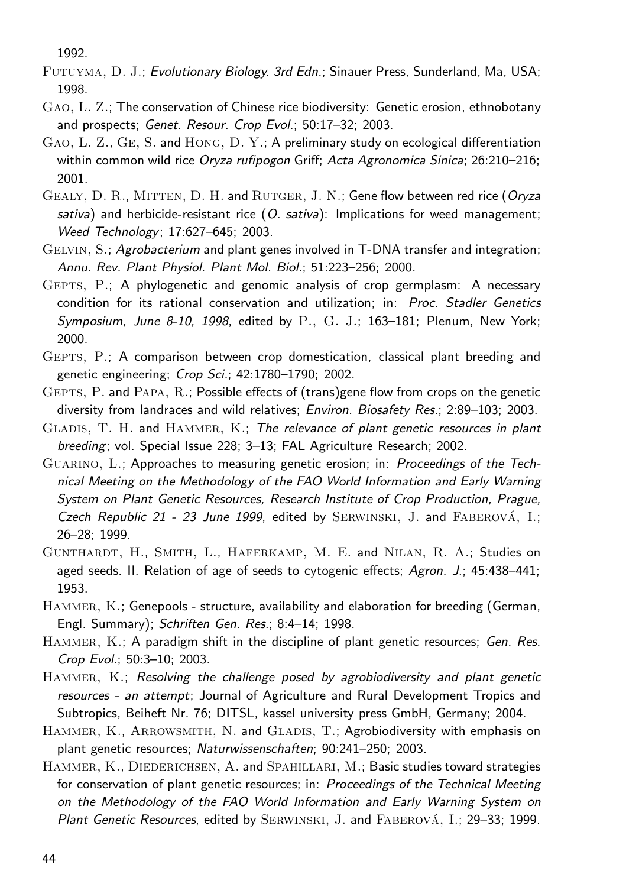1992.

Futuyma, D. J.; *Evolutionary Biology. 3rd Edn.*; Sinauer Press, Sunderland, Ma, USA; 1998.

Gao, L. Z.; The conservation of Chinese rice biodiversity: Genetic erosion, ethnobotany and prospects; *Genet. Resour. Crop Evol.*; 50:17–32; 2003.

Gao, L. Z., Ge, S. and Hong, D. Y.; A preliminary study on ecological differentiation within common wild rice *Oryza rufipogon* Griff; *Acta Agronomica Sinica*; 26:210–216; 2001.

Gealy, D. R., Mitten, D. H. and Rutger, J. N.; Gene flow between red rice (*Oryza sativa*) and herbicide-resistant rice (*O. sativa*): Implications for weed management; *Weed Technology*; 17:627–645; 2003.

Gelvin, S.; *Agrobacterium* and plant genes involved in T-DNA transfer and integration; *Annu. Rev. Plant Physiol. Plant Mol. Biol.*; 51:223–256; 2000.

Gepts, P.; A phylogenetic and genomic analysis of crop germplasm: A necessary condition for its rational conservation and utilization; in: *Proc. Stadler Genetics Symposium, June 8-10, 1998*, edited by P., G. J.; 163–181; Plenum, New York; 2000.

Gepts, P.; A comparison between crop domestication, classical plant breeding and genetic engineering; *Crop Sci.*; 42:1780–1790; 2002.

Gepts, P. and Papa, R.; Possible effects of (trans)gene flow from crops on the genetic diversity from landraces and wild relatives; *Environ. Biosafety Res.*; 2:89–103; 2003.

Gladis, T. H. and Hammer, K.; *The relevance of plant genetic resources in plant breeding*; vol. Special Issue 228; 3–13; FAL Agriculture Research; 2002.

Guarino, L.; Approaches to measuring genetic erosion; in: *Proceedings of the Technical Meeting on the Methodology of the FAO World Information and Early Warning System on Plant Genetic Resources, Research Institute of Crop Production, Prague, Czech Republic 21 - 23 June 1999*, edited by Serwinski, J. and Faberová, I.; 26–28; 1999.

Gunthardt, H., Smith, L., Haferkamp, M. E. and Nilan, R. A.; Studies on aged seeds. II. Relation of age of seeds to cytogenic effects; *Agron. J.*; 45:438–441; 1953.

Hammer, K.; Genepools - structure, availability and elaboration for breeding (German, Engl. Summary); *Schriften Gen. Res.*; 8:4–14; 1998.

Hammer, K.; A paradigm shift in the discipline of plant genetic resources; *Gen. Res. Crop Evol.*; 50:3–10; 2003.

Hammer, K.; *Resolving the challenge posed by agrobiodiversity and plant genetic resources - an attempt*; Journal of Agriculture and Rural Development Tropics and Subtropics, Beiheft Nr. 76; DITSL, kassel university press GmbH, Germany; 2004.

Hammer, K., Arrowsmith, N. and Gladis, T.; Agrobiodiversity with emphasis on plant genetic resources; *Naturwissenschaften*; 90:241–250; 2003.

Hammer, K., Diederichsen, A. and Spahillari, M.; Basic studies toward strategies for conservation of plant genetic resources; in: *Proceedings of the Technical Meeting on the Methodology of the FAO World Information and Early Warning System on Plant Genetic Resources*, edited by Serwinski, J. and Faberová, I.; 29–33; 1999.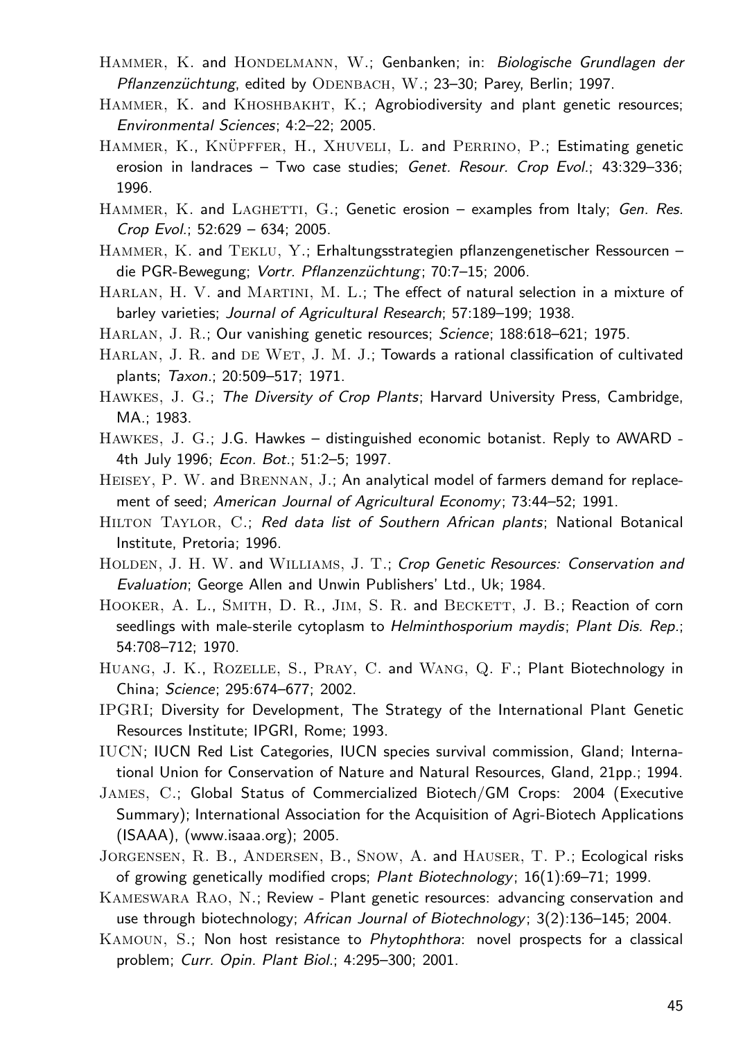Hammer, K. and Hondelmann, W.; Genbanken; in: *Biologische Grundlagen der Pflanzenzüchtung*, edited by Odenbach, W.; 23–30; Parey, Berlin; 1997.

Hammer, K. and Khoshbakht, K.; Agrobiodiversity and plant genetic resources; *Environmental Sciences*; 4:2–22; 2005.

Hammer, K., Knüpffer, H., Xhuveli, L. and Perrino, P.; Estimating genetic erosion in landraces – Two case studies; *Genet. Resour. Crop Evol.*; 43:329–336; 1996.

Hammer, K. and Laghetti, G.; Genetic erosion – examples from Italy; *Gen. Res. Crop Evol.*; 52:629 – 634; 2005.

Hammer, K. and Teklu, Y.; Erhaltungsstrategien pflanzengenetischer Ressourcen – die PGR-Bewegung; *Vortr. Pflanzenzüchtung*; 70:7–15; 2006.

Harlan, H. V. and Martini, M. L.; The effect of natural selection in a mixture of barley varieties; *Journal of Agricultural Research*; 57:189–199; 1938.

Harlan, J. R.; Our vanishing genetic resources; *Science*; 188:618–621; 1975.

Harlan, J. R. and de Wet, J. M. J.; Towards a rational classification of cultivated plants; *Taxon.*; 20:509–517; 1971.

Hawkes, J. G.; *The Diversity of Crop Plants*; Harvard University Press, Cambridge, MA.; 1983.

Hawkes, J. G.; J.G. Hawkes – distinguished economic botanist. Reply to AWARD - 4th July 1996; *Econ. Bot.*; 51:2–5; 1997.

Heisey, P. W. and Brennan, J.; An analytical model of farmers demand for replacement of seed; *American Journal of Agricultural Economy*; 73:44–52; 1991.

Hilton Taylor, C.; *Red data list of Southern African plants*; National Botanical Institute, Pretoria; 1996.

Holden, J. H. W. and Williams, J. T.; *Crop Genetic Resources: Conservation and Evaluation*; George Allen and Unwin Publishers' Ltd., Uk; 1984.

Hooker, A. L., Smith, D. R., Jim, S. R. and Beckett, J. B.; Reaction of corn seedlings with male-sterile cytoplasm to *Helminthosporium maydis*; *Plant Dis. Rep.*; 54:708–712; 1970.

Huang, J. K., Rozelle, S., Pray, C. and Wang, Q. F.; Plant Biotechnology in China; *Science*; 295:674–677; 2002.

IPGRI; Diversity for Development, The Strategy of the International Plant Genetic Resources Institute; IPGRI, Rome; 1993.

IUCN; IUCN Red List Categories, IUCN species survival commission, Gland; International Union for Conservation of Nature and Natural Resources, Gland, 21pp.; 1994.

James, C.; Global Status of Commercialized Biotech/GM Crops: 2004 (Executive Summary); International Association for the Acquisition of Agri-Biotech Applications (ISAAA), (www.isaaa.org); 2005.

Jorgensen, R. B., Andersen, B., Snow, A. and Hauser, T. P.; Ecological risks of growing genetically modified crops; *Plant Biotechnology*; 16(1):69–71; 1999.

Kameswara Rao, N.; Review - Plant genetic resources: advancing conservation and use through biotechnology; *African Journal of Biotechnology*; 3(2):136–145; 2004.

Kamoun, S.; Non host resistance to *Phytophthora*: novel prospects for a classical problem; *Curr. Opin. Plant Biol.*; 4:295–300; 2001.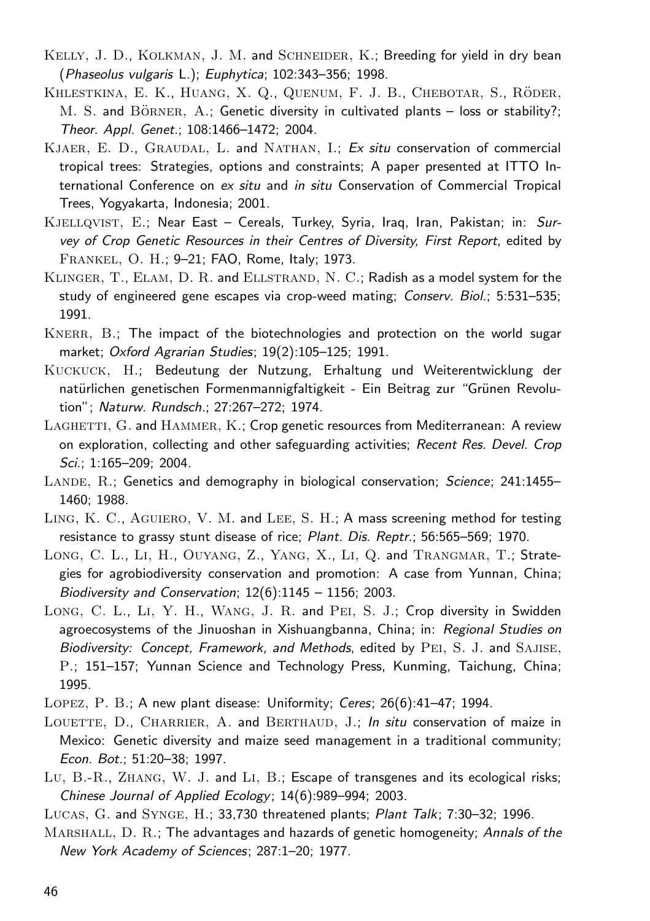Kelly, J. D., Kolkman, J. M. and Schneider, K.; Breeding for yield in dry bean (*Phaseolus vulgaris* L.); *Euphytica*; 102:343–356; 1998.

Khlestkina, E. K., Huang, X. Q., Quenum, F. J. B., Chebotar, S., Röder, M. S. and Börner, A.; Genetic diversity in cultivated plants – loss or stability?; *Theor. Appl. Genet.*; 108:1466–1472; 2004.

Kjaer, E. D., Graudal, L. and Nathan, I.; *Ex situ* conservation of commercial tropical trees: Strategies, options and constraints; A paper presented at ITTO International Conference on *ex situ* and *in situ* Conservation of Commercial Tropical Trees, Yogyakarta, Indonesia; 2001.

Kjellqvist, E.; Near East – Cereals, Turkey, Syria, Iraq, Iran, Pakistan; in: *Survey of Crop Genetic Resources in their Centres of Diversity, First Report*, edited by Frankel, O. H.; 9–21; FAO, Rome, Italy; 1973.

Klinger, T., Elam, D. R. and Ellstrand, N. C.; Radish as a model system for the study of engineered gene escapes via crop-weed mating; *Conserv. Biol.*; 5:531–535; 1991.

Knerr, B.; The impact of the biotechnologies and protection on the world sugar market; *Oxford Agrarian Studies*; 19(2):105–125; 1991.

Kuckuck, H.; Bedeutung der Nutzung, Erhaltung und Weiterentwicklung der natürlichen genetischen Formenmannigfaltigkeit - Ein Beitrag zur "Grünen Revolution"; *Naturw. Rundsch.*; 27:267–272; 1974.

Laghetti, G. and Hammer, K.; Crop genetic resources from Mediterranean: A review on exploration, collecting and other safeguarding activities; *Recent Res. Devel. Crop Sci.*; 1:165–209; 2004.

Lande, R.; Genetics and demography in biological conservation; *Science*; 241:1455–1460; 1988.

Ling, K. C., Aguiero, V. M. and Lee, S. H.; A mass screening method for testing resistance to grassy stunt disease of rice; *Plant. Dis. Reptr.*; 56:565–569; 1970.

Long, C. L., Li, H., Ouyang, Z., Yang, X., Li, Q. and Trangmar, T.; Strategies for agrobiodiversity conservation and promotion: A case from Yunnan, China; *Biodiversity and Conservation*; 12(6):1145 – 1156; 2003.

Long, C. L., Li, Y. H., Wang, J. R. and Pei, S. J.; Crop diversity in Swidden agroecosystems of the Jinuoshan in Xishuangbanna, China; in: *Regional Studies on Biodiversity: Concept, Framework, and Methods*, edited by Pei, S. J. and Sajise, P.; 151–157; Yunnan Science and Technology Press, Kunming, Taichung, China; 1995.

Lopez, P. B.; A new plant disease: Uniformity; *Ceres*; 26(6):41–47; 1994.

Louette, D., Charrier, A. and Berthaud, J.; *In situ* conservation of maize in Mexico: Genetic diversity and maize seed management in a traditional community; *Econ. Bot.*; 51:20–38; 1997.

Lu, B.-R., Zhang, W. J. and Li, B.; Escape of transgenes and its ecological risks; *Chinese Journal of Applied Ecology*; 14(6):989–994; 2003.

Lucas, G. and Synge, H.; 33,730 threatened plants; *Plant Talk*; 7:30–32; 1996.

Marshall, D. R.; The advantages and hazards of genetic homogeneity; *Annals of the New York Academy of Sciences*; 287:1–20; 1977.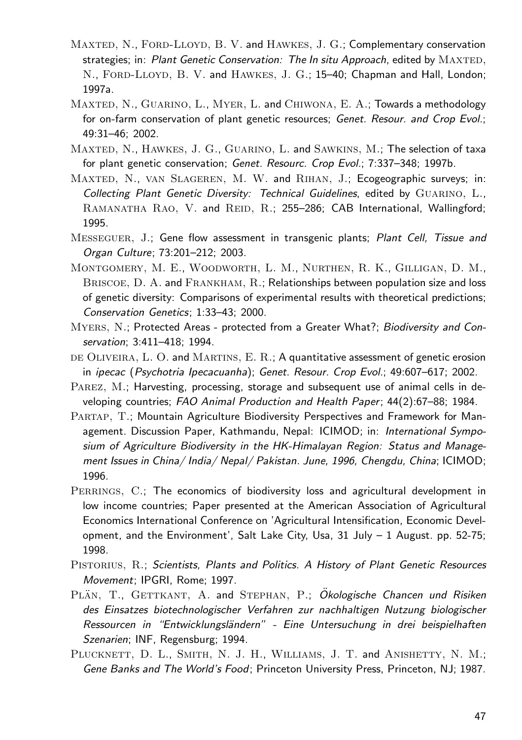Maxted, N., Ford-Lloyd, B. V. and Hawkes, J. G.; Complementary conservation strategies; in: *Plant Genetic Conservation: The In situ Approach*, edited by Maxted, N., Ford-Lloyd, B. V. and Hawkes, J. G.; 15–40; Chapman and Hall, London; 1997a.

Maxted, N., Guarino, L., Myer, L. and Chiwona, E. A.; Towards a methodology for on-farm conservation of plant genetic resources; *Genet. Resour. and Crop Evol.*; 49:31–46; 2002.

Maxted, N., Hawkes, J. G., Guarino, L. and Sawkins, M.; The selection of taxa for plant genetic conservation; *Genet. Resourc. Crop Evol.*; 7:337–348; 1997b.

Maxted, N., van Slageren, M. W. and Rihan, J.; Ecogeographic surveys; in: *Collecting Plant Genetic Diversity: Technical Guidelines*, edited by Guarino, L., Ramanatha Rao, V. and Reid, R.; 255–286; CAB International, Wallingford; 1995.

Messeguer, J.; Gene flow assessment in transgenic plants; *Plant Cell, Tissue and Organ Culture*; 73:201–212; 2003.

Montgomery, M. E., Woodworth, L. M., Nurthen, R. K., Gilligan, D. M., Briscoe, D. A. and Frankham, R.; Relationships between population size and loss of genetic diversity: Comparisons of experimental results with theoretical predictions; *Conservation Genetics*; 1:33–43; 2000.

Myers, N.; Protected Areas - protected from a Greater What?; *Biodiversity and Conservation*; 3:411–418; 1994.

de Oliveira, L. O. and Martins, E. R.; A quantitative assessment of genetic erosion in *ipecac* (*Psychotria Ipecacuanha*); *Genet. Resour. Crop Evol.*; 49:607–617; 2002.

Parez, M.; Harvesting, processing, storage and subsequent use of animal cells in developing countries; *FAO Animal Production and Health Paper*; 44(2):67–88; 1984.

Partap, T.; Mountain Agriculture Biodiversity Perspectives and Framework for Management. Discussion Paper, Kathmandu, Nepal: ICIMOD; in: *International Symposium of Agriculture Biodiversity in the HK-Himalayan Region: Status and Management Issues in China/ India/ Nepal/ Pakistan. June, 1996, Chengdu, China*; ICIMOD; 1996.

Perrings, C.; The economics of biodiversity loss and agricultural development in low income countries; Paper presented at the American Association of Agricultural Economics International Conference on 'Agricultural Intensification, Economic Development, and the Environment', Salt Lake City, Usa, 31 July – 1 August. pp. 52-75; 1998.

Pistorius, R.; *Scientists, Plants and Politics. A History of Plant Genetic Resources Movement*; IPGRI, Rome; 1997.

Plän, T., Gettkant, A. and Stephan, P.; *Ökologische Chancen und Risiken des Einsatzes biotechnologischer Verfahren zur nachhaltigen Nutzung biologischer Ressourcen in "Entwicklungsländern" - Eine Untersuchung in drei beispielhaften Szenarien*; INF, Regensburg; 1994.

Plucknett, D. L., Smith, N. J. H., Williams, J. T. and Anishetty, N. M.; *Gene Banks and The World's Food*; Princeton University Press, Princeton, NJ; 1987.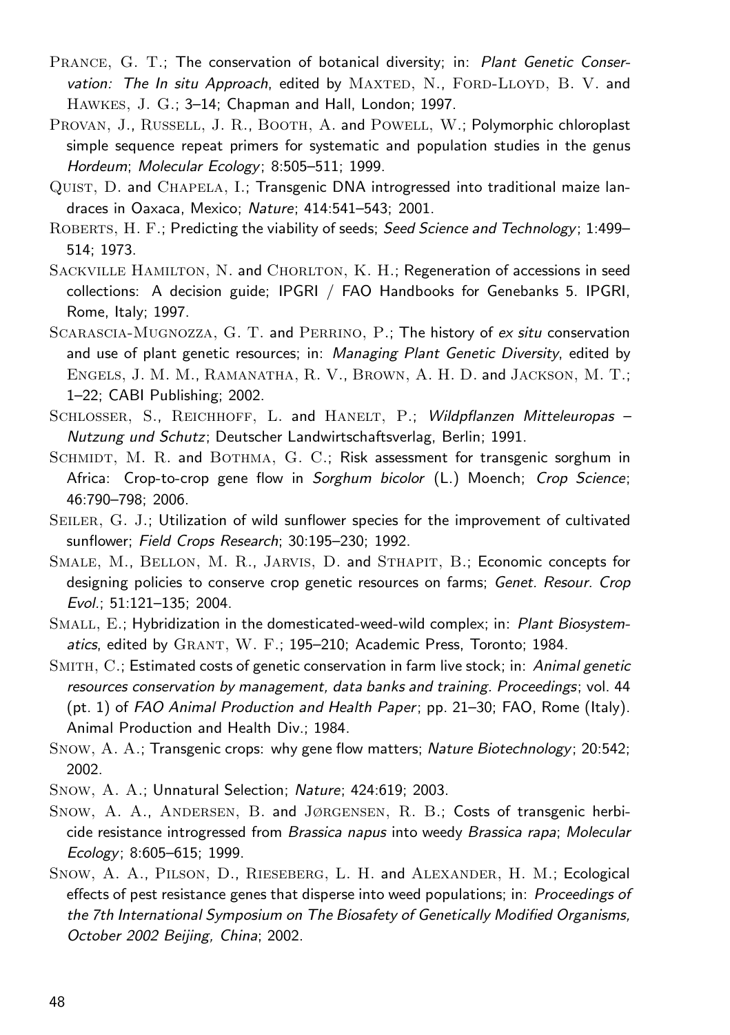Prance, G. T.; The conservation of botanical diversity; in: *Plant Genetic Conservation: The In situ Approach*, edited by Maxted, N., Ford-Lloyd, B. V. and Hawkes, J. G.; 3–14; Chapman and Hall, London; 1997.

Provan, J., Russell, J. R., Booth, A. and Powell, W.; Polymorphic chloroplast simple sequence repeat primers for systematic and population studies in the genus *Hordeum*; *Molecular Ecology*; 8:505–511; 1999.

Quist, D. and Chapela, I.; Transgenic DNA introgressed into traditional maize landraces in Oaxaca, Mexico; *Nature*; 414:541–543; 2001.

Roberts, H. F.; Predicting the viability of seeds; *Seed Science and Technology*; 1:499–514; 1973.

Sackville Hamilton, N. and Chorlton, K. H.; Regeneration of accessions in seed collections: A decision guide; IPGRI / FAO Handbooks for Genebanks 5. IPGRI, Rome, Italy; 1997.

Scarascia-Mugnozza, G. T. and Perrino, P.; The history of *ex situ* conservation and use of plant genetic resources; in: *Managing Plant Genetic Diversity*, edited by Engels, J. M. M., Ramanatha, R. V., Brown, A. H. D. and Jackson, M. T.; 1–22; CABI Publishing; 2002.

Schlosser, S., Reichhoff, L. and Hanelt, P.; *Wildpflanzen Mitteleuropas – Nutzung und Schutz*; Deutscher Landwirtschaftsverlag, Berlin; 1991.

Schmidt, M. R. and Bothma, G. C.; Risk assessment for transgenic sorghum in Africa: Crop-to-crop gene flow in *Sorghum bicolor* (L.) Moench; *Crop Science*; 46:790–798; 2006.

Seiler, G. J.; Utilization of wild sunflower species for the improvement of cultivated sunflower; *Field Crops Research*; 30:195–230; 1992.

Smale, M., Bellon, M. R., Jarvis, D. and Sthapit, B.; Economic concepts for designing policies to conserve crop genetic resources on farms; *Genet. Resour. Crop Evol.*; 51:121–135; 2004.

Small, E.; Hybridization in the domesticated-weed-wild complex; in: *Plant Biosystematics*, edited by Grant, W. F.; 195–210; Academic Press, Toronto; 1984.

Smith, C.; Estimated costs of genetic conservation in farm live stock; in: *Animal genetic resources conservation by management, data banks and training. Proceedings*; vol. 44 (pt. 1) of *FAO Animal Production and Health Paper*; pp. 21–30; FAO, Rome (Italy). Animal Production and Health Div.; 1984.

Snow, A. A.; Transgenic crops: why gene flow matters; *Nature Biotechnology*; 20:542; 2002.

Snow, A. A.; Unnatural Selection; *Nature*; 424:619; 2003.

Snow, A. A., Andersen, B. and Jørgensen, R. B.; Costs of transgenic herbicide resistance introgressed from *Brassica napus* into weedy *Brassica rapa*; *Molecular Ecology*; 8:605–615; 1999.

Snow, A. A., Pilson, D., Rieseberg, L. H. and Alexander, H. M.; Ecological effects of pest resistance genes that disperse into weed populations; in: *Proceedings of the 7th International Symposium on The Biosafety of Genetically Modified Organisms, October 2002 Beijing, China*; 2002.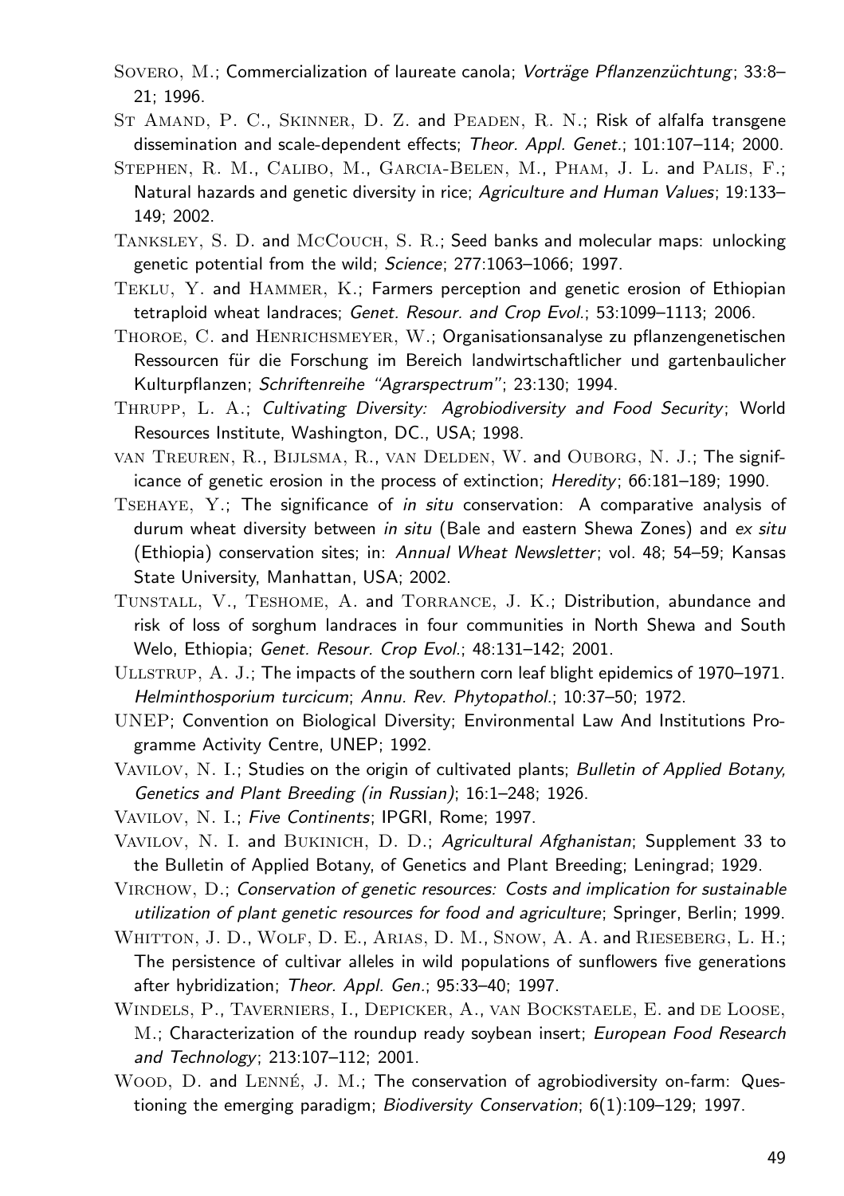Sovero, M.; Commercialization of laureate canola; *Vorträge Pflanzenzüchtung*; 33:8–21; 1996.

St Amand, P. C., Skinner, D. Z. and Peaden, R. N.; Risk of alfalfa transgene dissemination and scale-dependent effects; *Theor. Appl. Genet.*; 101:107–114; 2000.

Stephen, R. M., Calibo, M., Garcia-Belen, M., Pham, J. L. and Palis, F.; Natural hazards and genetic diversity in rice; *Agriculture and Human Values*; 19:133–149; 2002.

Tanksley, S. D. and McCouch, S. R.; Seed banks and molecular maps: unlocking genetic potential from the wild; *Science*; 277:1063–1066; 1997.

Teklu, Y. and Hammer, K.; Farmers perception and genetic erosion of Ethiopian tetraploid wheat landraces; *Genet. Resour. and Crop Evol.*; 53:1099–1113; 2006.

Thoroe, C. and Henrichsmeyer, W.; Organisationsanalyse zu pflanzengenetischen Ressourcen für die Forschung im Bereich landwirtschaftlicher und gartenbaulicher Kulturpflanzen; *Schriftenreihe "Agrarspectrum"*; 23:130; 1994.

Thrupp, L. A.; *Cultivating Diversity: Agrobiodiversity and Food Security*; World Resources Institute, Washington, DC., USA; 1998.

van Treuren, R., Bijlsma, R., van Delden, W. and Ouborg, N. J.; The significance of genetic erosion in the process of extinction; *Heredity*; 66:181–189; 1990.

Tsehaye, Y.; The significance of *in situ* conservation: A comparative analysis of durum wheat diversity between *in situ* (Bale and eastern Shewa Zones) and *ex situ* (Ethiopia) conservation sites; in: *Annual Wheat Newsletter*; vol. 48; 54–59; Kansas State University, Manhattan, USA; 2002.

Tunstall, V., Teshome, A. and Torrance, J. K.; Distribution, abundance and risk of loss of sorghum landraces in four communities in North Shewa and South Welo, Ethiopia; *Genet. Resour. Crop Evol.*; 48:131–142; 2001.

Ullstrup, A. J.; The impacts of the southern corn leaf blight epidemics of 1970–1971. *Helminthosporium turcicum*; *Annu. Rev. Phytopathol.*; 10:37–50; 1972.

UNEP; Convention on Biological Diversity; Environmental Law And Institutions Programme Activity Centre, UNEP; 1992.

Vavilov, N. I.; Studies on the origin of cultivated plants; *Bulletin of Applied Botany, Genetics and Plant Breeding (in Russian)*; 16:1–248; 1926.

Vavilov, N. I.; *Five Continents*; IPGRI, Rome; 1997.

Vavilov, N. I. and Bukinich, D. D.; *Agricultural Afghanistan*; Supplement 33 to the Bulletin of Applied Botany, of Genetics and Plant Breeding; Leningrad; 1929.

Virchow, D.; *Conservation of genetic resources: Costs and implication for sustainable utilization of plant genetic resources for food and agriculture*; Springer, Berlin; 1999.

Whitton, J. D., Wolf, D. E., Arias, D. M., Snow, A. A. and Rieseberg, L. H.; The persistence of cultivar alleles in wild populations of sunflowers five generations after hybridization; *Theor. Appl. Gen.*; 95:33–40; 1997.

Windels, P., Taverniers, I., Depicker, A., van Bockstaele, E. and de Loose, M.; Characterization of the roundup ready soybean insert; *European Food Research and Technology*; 213:107–112; 2001.

Wood, D. and Lenné, J. M.; The conservation of agrobiodiversity on-farm: Questioning the emerging paradigm; *Biodiversity Conservation*; 6(1):109–129; 1997.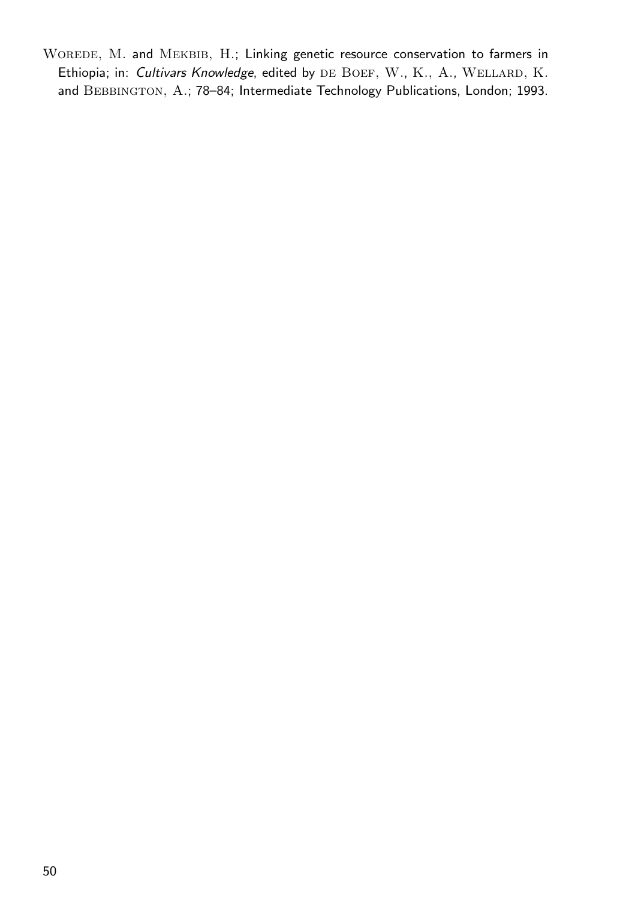WOREDE, M. and MEKBIB, H.; Linking genetic resource conservation to farmers in Ethiopia; in: *Cultivars Knowledge*, edited by DE BOEF, W., K., A., WELLARD, K. and BEBBINGTON, A.; 78–84; Intermediate Technology Publications, London; 1993.